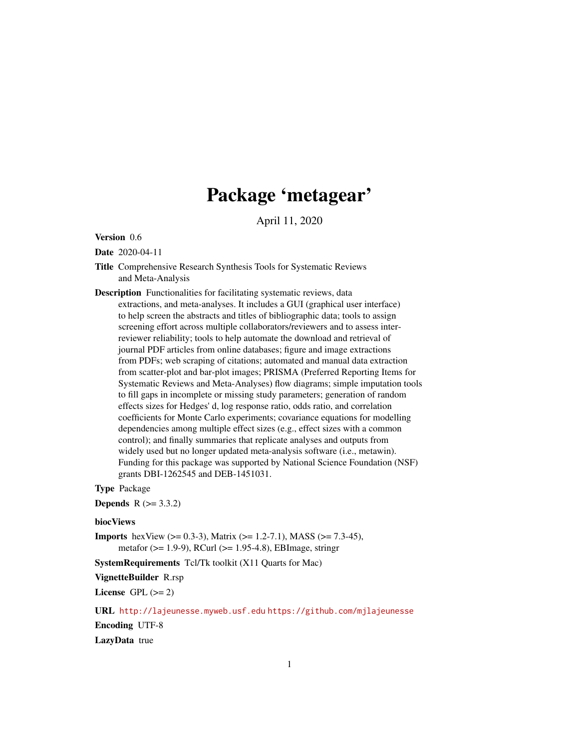# Package 'metagear'

April 11, 2020

**Version** 0.6

**Date** 2020-04-11

**Title** Comprehensive Research Synthesis Tools for Systematic Reviews and Meta-Analysis

**Description** Functionalities for facilitating systematic reviews, data extractions, and meta-analyses. It includes a GUI (graphical user interface) to help screen the abstracts and titles of bibliographic data; tools to assign screening effort across multiple collaborators/reviewers and to assess inter-reviewer reliability; tools to help automate the download and retrieval of journal PDF articles from online databases; figure and image extractions from PDFs; web scraping of citations; automated and manual data extraction from scatter-plot and bar-plot images; PRISMA (Preferred Reporting Items for Systematic Reviews and Meta-Analyses) flow diagrams; simple imputation tools to fill gaps in incomplete or missing study parameters; generation of random effects sizes for Hedges' d, log response ratio, odds ratio, and correlation coefficients for Monte Carlo experiments; covariance equations for modelling dependencies among multiple effect sizes (e.g., effect sizes with a common control); and finally summaries that replicate analyses and outputs from widely used but no longer updated meta-analysis software (i.e., metawin). Funding for this package was supported by National Science Foundation (NSF) grants DBI-1262545 and DEB-1451031.

**Type** Package

**Depends** R (>= 3.3.2)

**biocViews**

**Imports** hexView (>= 0.3-3), Matrix (>= 1.2-7.1), MASS (>= 7.3-45), metafor (>= 1.9-9), RCurl (>= 1.95-4.8), EBImage, stringr

**SystemRequirements** Tcl/Tk toolkit (X11 Quarts for Mac)

**VignetteBuilder** R.rsp

**License** GPL (>= 2)

**URL** http://lajeunesse.myweb.usf.edu https://github.com/mjlajeunesse

**Encoding** UTF-8

**LazyData** true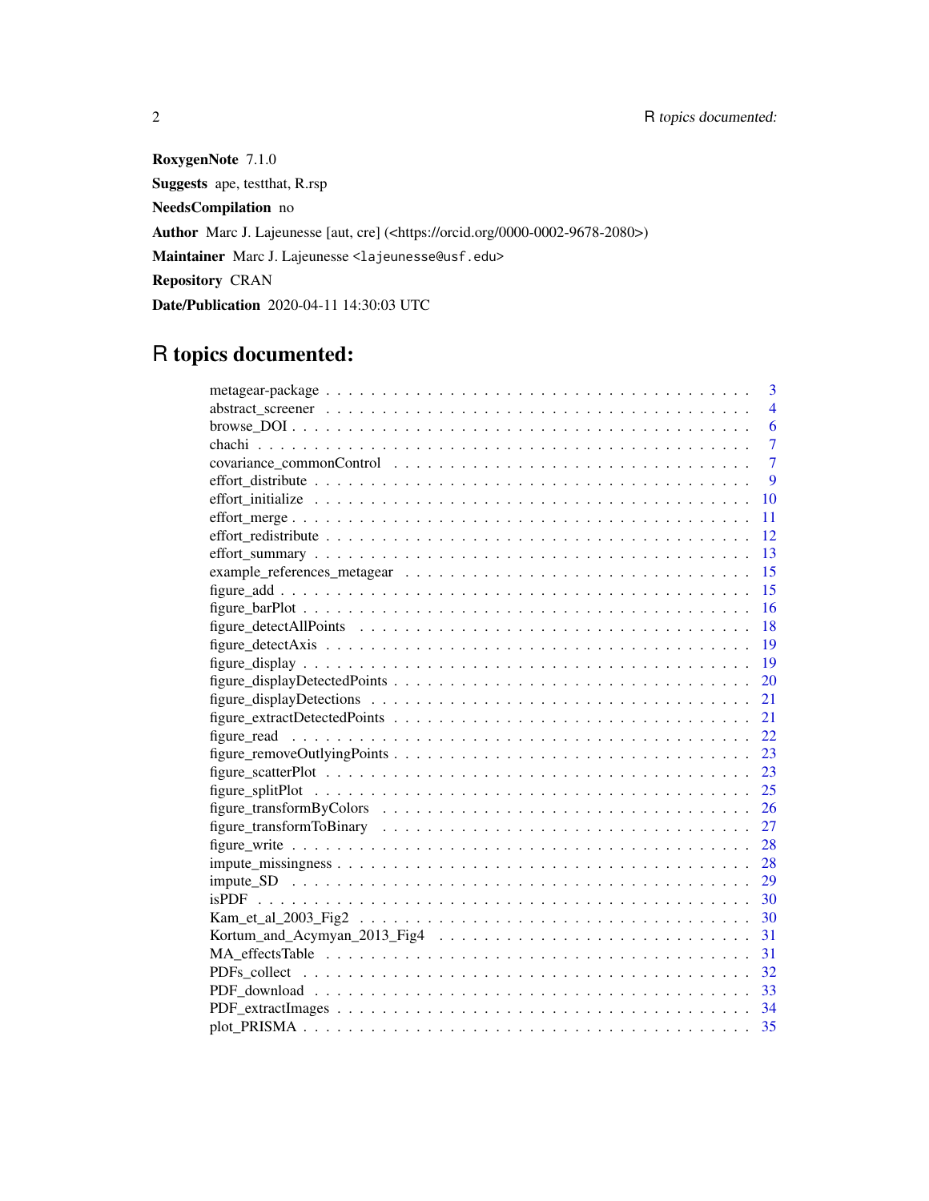**RoxygenNote** 7.1.0

**Suggests** ape, testthat, R.rsp

**NeedsCompilation** no

**Author** Marc J. Lajeunesse [aut, cre] (<https://orcid.org/0000-0002-9678-2080>)

**Maintainer** Marc J. Lajeunesse <lajeunesse@usf.edu>

**Repository** CRAN

**Date/Publication** 2020-04-11 14:30:03 UTC

# R topics documented:

| | |
|---|---|
| metagear-package | 3 |
| abstract_screener | 4 |
| browse_DOI | 6 |
| chachi | 7 |
| covariance_commonControl | 7 |
| effort_distribute | 9 |
| effort_initialize | 10 |
| effort_merge | 11 |
| effort_redistribute | 12 |
| effort_summary | 13 |
| example_references_metagear | 15 |
| figure_add | 15 |
| figure_barPlot | 16 |
| figure_detectAllPoints | 18 |
| figure_detectAxis | 19 |
| figure_display | 19 |
| figure_displayDetectedPoints | 20 |
| figure_displayDetections | 21 |
| figure_extractDetectedPoints | 21 |
| figure_read | 22 |
| figure_removeOutlyingPoints | 23 |
| figure_scatterPlot | 23 |
| figure_splitPlot | 25 |
| figure_transformByColors | 26 |
| figure_transformToBinary | 27 |
| figure_write | 28 |
| impute_missingness | 28 |
| impute_SD | 29 |
| isPDF | 30 |
| Kam_et_al_2003_Fig2 | 30 |
| Kortum_and_Acymyan_2013_Fig4 | 31 |
| MA_effectsTable | 31 |
| PDFs_collect | 32 |
| PDF_download | 33 |
| PDF_extractImages | 34 |
| plot_PRISMA | 35 |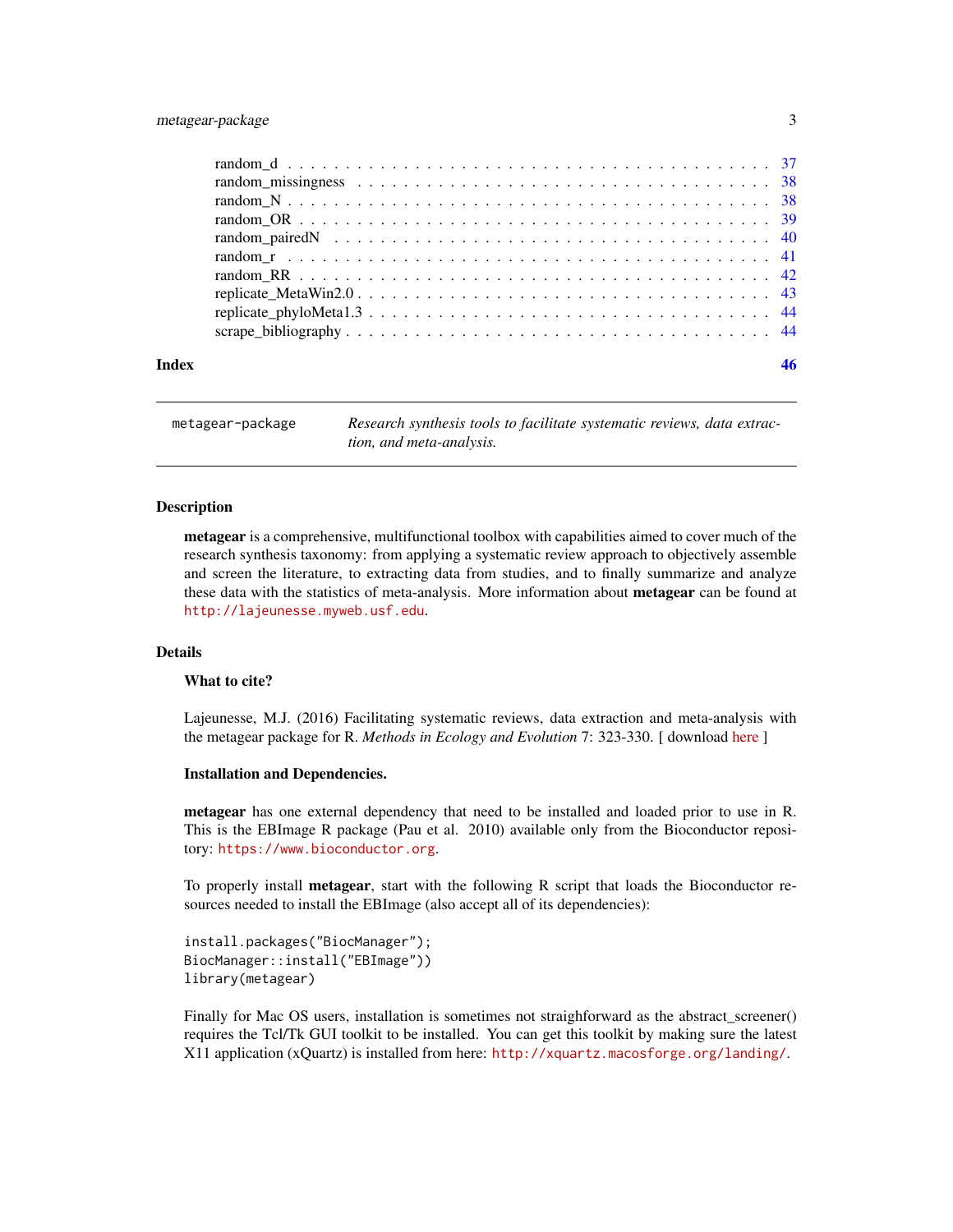random_d . . . . . . . . . . . . . . . . . . . . . . . . . . . . . . . . . . . . . . . . 37
random_missingness . . . . . . . . . . . . . . . . . . . . . . . . . . . . . . . . . . . 38
random_N . . . . . . . . . . . . . . . . . . . . . . . . . . . . . . . . . . . . . . . . 38
random_OR . . . . . . . . . . . . . . . . . . . . . . . . . . . . . . . . . . . . . . . 39
random_pairedN . . . . . . . . . . . . . . . . . . . . . . . . . . . . . . . . . . . . 40
random_r . . . . . . . . . . . . . . . . . . . . . . . . . . . . . . . . . . . . . . . . 41
random_RR . . . . . . . . . . . . . . . . . . . . . . . . . . . . . . . . . . . . . . . 42
replicate_MetaWin2.0 . . . . . . . . . . . . . . . . . . . . . . . . . . . . . . . . . . 43
replicate_phyloMeta1.3 . . . . . . . . . . . . . . . . . . . . . . . . . . . . . . . . . 44
scrape_bibliography . . . . . . . . . . . . . . . . . . . . . . . . . . . . . . . . . . . 44

**Index** **46**

---

`metagear-package` *Research synthesis tools to facilitate systematic reviews, data extraction, and meta-analysis.*

---

## Description

**metagear** is a comprehensive, multifunctional toolbox with capabilities aimed to cover much of the research synthesis taxonomy: from applying a systematic review approach to objectively assemble and screen the literature, to extracting data from studies, and to finally summarize and analyze these data with the statistics of meta-analysis. More information about **metagear** can be found at http://lajeunesse.myweb.usf.edu.

## Details

### What to cite?

Lajeunesse, M.J. (2016) Facilitating systematic reviews, data extraction and meta-analysis with the metagear package for R. *Methods in Ecology and Evolution* 7: 323-330. [ download here ]

### Installation and Dependencies.

**metagear** has one external dependency that need to be installed and loaded prior to use in R. This is the EBImage R package (Pau et al. 2010) available only from the Bioconductor repository: https://www.bioconductor.org.

To properly install **metagear**, start with the following R script that loads the Bioconductor resources needed to install the EBImage (also accept all of its dependencies):

```
install.packages("BiocManager");
BiocManager::install("EBImage"))
library(metagear)
```

Finally for Mac OS users, installation is sometimes not straighforward as the abstract_screener() requires the Tcl/Tk GUI toolkit to be installed. You can get this toolkit by making sure the latest X11 application (xQuartz) is installed from here: http://xquartz.macosforge.org/landing/.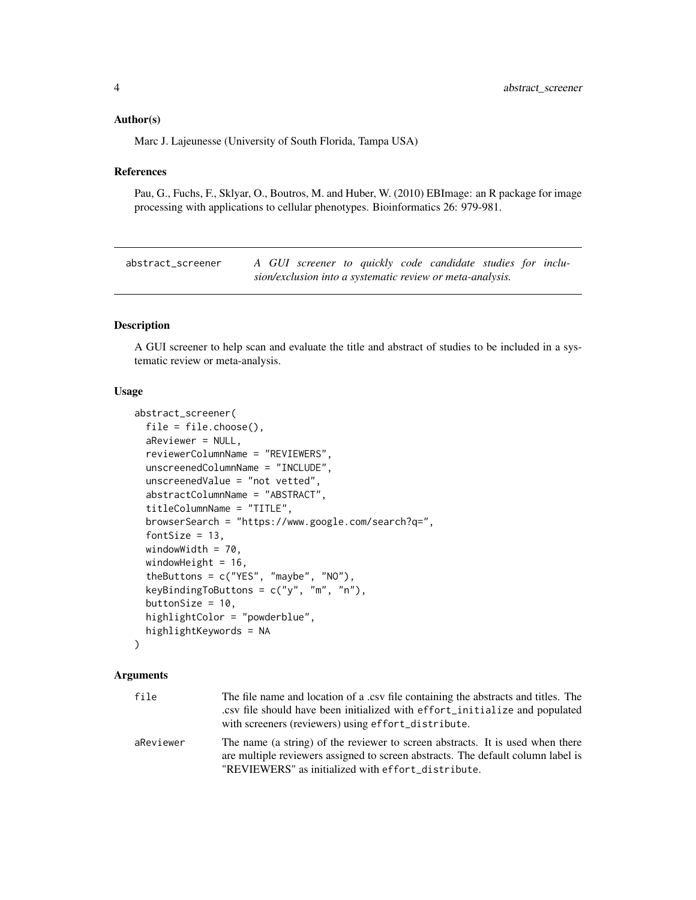### Author(s)

Marc J. Lajeunesse (University of South Florida, Tampa USA)

### References

Pau, G., Fuchs, F., Sklyar, O., Boutros, M. and Huber, W. (2010) EBImage: an R package for image processing with applications to cellular phenotypes. Bioinformatics 26: 979-981.

---

## abstract_screener

*A GUI screener to quickly code candidate studies for inclusion/exclusion into a systematic review or meta-analysis.*

---

### Description

A GUI screener to help scan and evaluate the title and abstract of studies to be included in a systematic review or meta-analysis.

### Usage

```
abstract_screener(
  file = file.choose(),
  aReviewer = NULL,
  reviewerColumnName = "REVIEWERS",
  unscreenedColumnName = "INCLUDE",
  unscreenedValue = "not vetted",
  abstractColumnName = "ABSTRACT",
  titleColumnName = "TITLE",
  browserSearch = "https://www.google.com/search?q=",
  fontSize = 13,
  windowWidth = 70,
  windowHeight = 16,
  theButtons = c("YES", "maybe", "NO"),
  keyBindingToButtons = c("y", "m", "n"),
  buttonSize = 10,
  highlightColor = "powderblue",
  highlightKeywords = NA
)
```

### Arguments

| | |
|---|---|
| `file` | The file name and location of a .csv file containing the abstracts and titles. The .csv file should have been initialized with `effort_initialize` and populated with screeners (reviewers) using `effort_distribute`. |
| `aReviewer` | The name (a string) of the reviewer to screen abstracts. It is used when there are multiple reviewers assigned to screen abstracts. The default column label is "REVIEWERS" as initialized with `effort_distribute`. |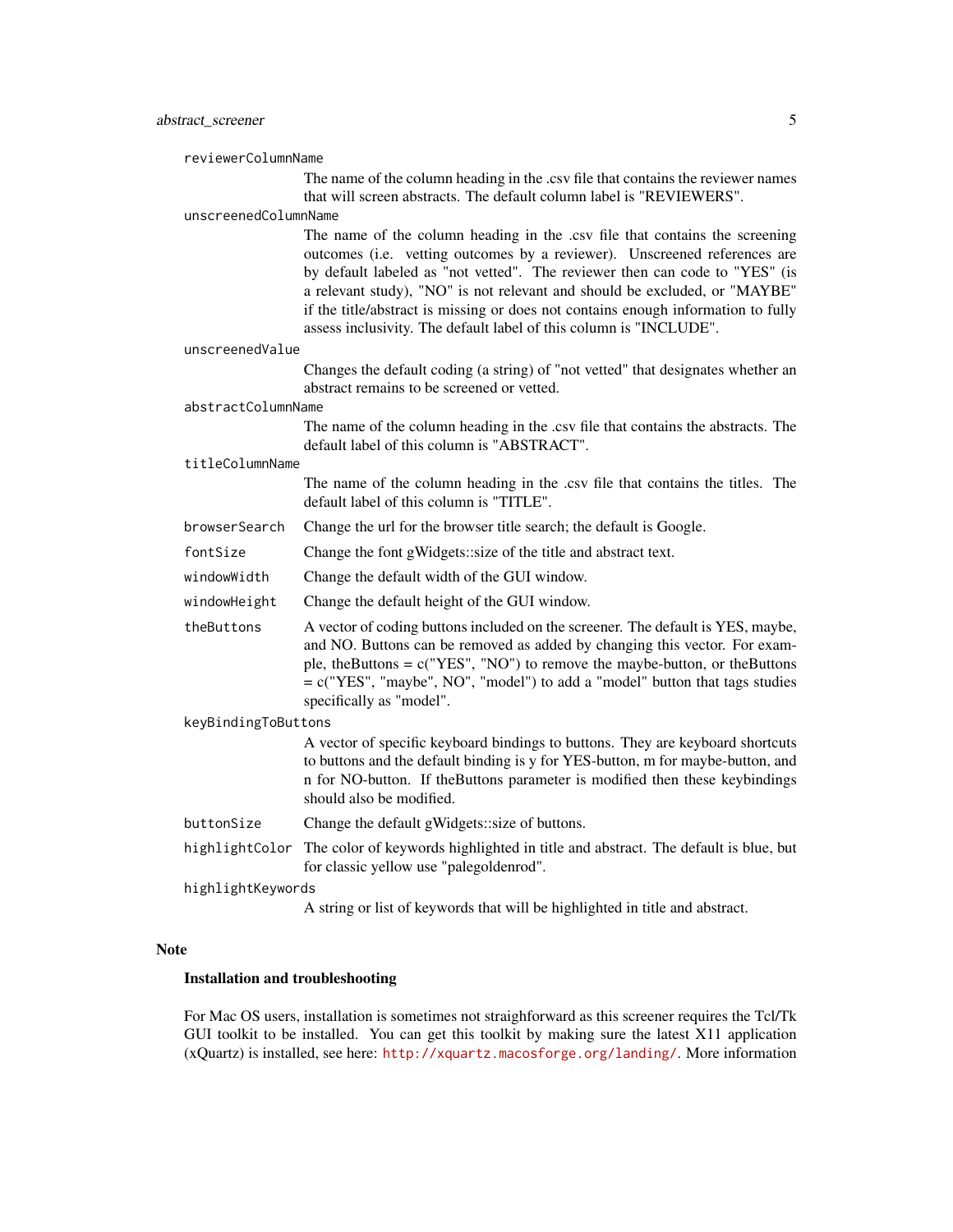`reviewerColumnName`
: The name of the column heading in the .csv file that contains the reviewer names that will screen abstracts. The default column label is "REVIEWERS".

`unscreenedColumnName`
: The name of the column heading in the .csv file that contains the screening outcomes (i.e. vetting outcomes by a reviewer). Unscreened references are by default labeled as "not vetted". The reviewer then can code to "YES" (is a relevant study), "NO" is not relevant and should be excluded, or "MAYBE" if the title/abstract is missing or does not contains enough information to fully assess inclusivity. The default label of this column is "INCLUDE".

`unscreenedValue`
: Changes the default coding (a string) of "not vetted" that designates whether an abstract remains to be screened or vetted.

`abstractColumnName`
: The name of the column heading in the .csv file that contains the abstracts. The default label of this column is "ABSTRACT".

`titleColumnName`
: The name of the column heading in the .csv file that contains the titles. The default label of this column is "TITLE".

`browserSearch`
: Change the url for the browser title search; the default is Google.

`fontSize`
: Change the font gWidgets::size of the title and abstract text.

`windowWidth`
: Change the default width of the GUI window.

`windowHeight`
: Change the default height of the GUI window.

`theButtons`
: A vector of coding buttons included on the screener. The default is YES, maybe, and NO. Buttons can be removed as added by changing this vector. For example, theButtons = c("YES", "NO") to remove the maybe-button, or theButtons = c("YES", "maybe", NO", "model") to add a "model" button that tags studies specifically as "model".

`keyBindingToButtons`
: A vector of specific keyboard bindings to buttons. They are keyboard shortcuts to buttons and the default binding is y for YES-button, m for maybe-button, and n for NO-button. If theButtons parameter is modified then these keybindings should also be modified.

`buttonSize`
: Change the default gWidgets::size of buttons.

`highlightColor`
: The color of keywords highlighted in title and abstract. The default is blue, but for classic yellow use "palegoldenrod".

`highlightKeywords`
: A string or list of keywords that will be highlighted in title and abstract.

## Note

### Installation and troubleshooting

For Mac OS users, installation is sometimes not straighforward as this screener requires the Tcl/Tk GUI toolkit to be installed. You can get this toolkit by making sure the latest X11 application (xQuartz) is installed, see here: http://xquartz.macosforge.org/landing/. More information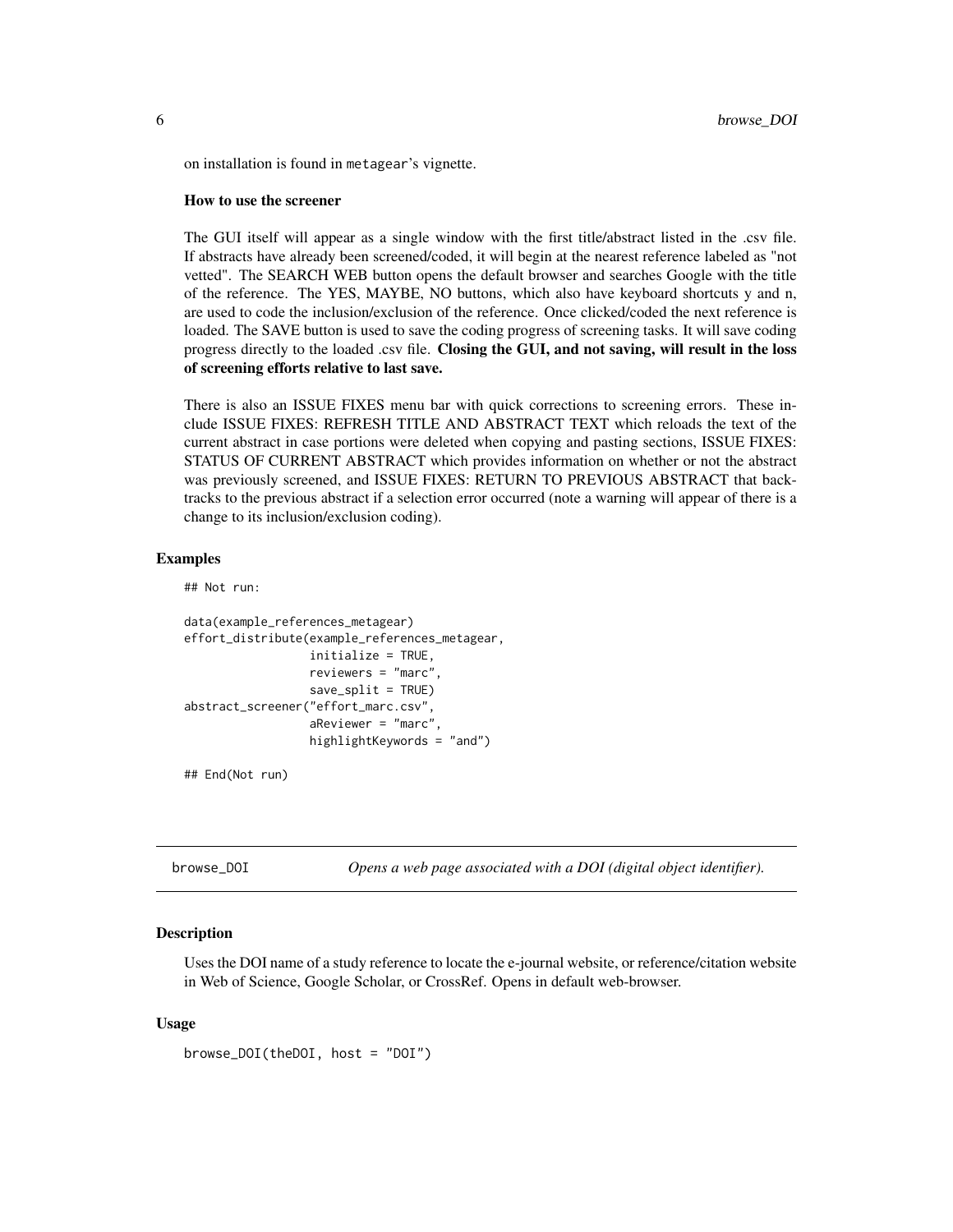on installation is found in metagear's vignette.

**How to use the screener**

The GUI itself will appear as a single window with the first title/abstract listed in the .csv file. If abstracts have already been screened/coded, it will begin at the nearest reference labeled as "not vetted". The SEARCH WEB button opens the default browser and searches Google with the title of the reference. The YES, MAYBE, NO buttons, which also have keyboard shortcuts y and n, are used to code the inclusion/exclusion of the reference. Once clicked/coded the next reference is loaded. The SAVE button is used to save the coding progress of screening tasks. It will save coding progress directly to the loaded .csv file. **Closing the GUI, and not saving, will result in the loss of screening efforts relative to last save.**

There is also an ISSUE FIXES menu bar with quick corrections to screening errors. These include ISSUE FIXES: REFRESH TITLE AND ABSTRACT TEXT which reloads the text of the current abstract in case portions were deleted when copying and pasting sections, ISSUE FIXES: STATUS OF CURRENT ABSTRACT which provides information on whether or not the abstract was previously screened, and ISSUE FIXES: RETURN TO PREVIOUS ABSTRACT that backtracks to the previous abstract if a selection error occurred (note a warning will appear of there is a change to its inclusion/exclusion coding).

### Examples

```
## Not run:

data(example_references_metagear)
effort_distribute(example_references_metagear,
                  initialize = TRUE,
                  reviewers = "marc",
                  save_split = TRUE)
abstract_screener("effort_marc.csv",
                  aReviewer = "marc",
                  highlightKeywords = "and")

## End(Not run)
```

---

## browse_DOI — *Opens a web page associated with a DOI (digital object identifier).*

---

### Description

Uses the DOI name of a study reference to locate the e-journal website, or reference/citation website in Web of Science, Google Scholar, or CrossRef. Opens in default web-browser.

### Usage

```
browse_DOI(theDOI, host = "DOI")
```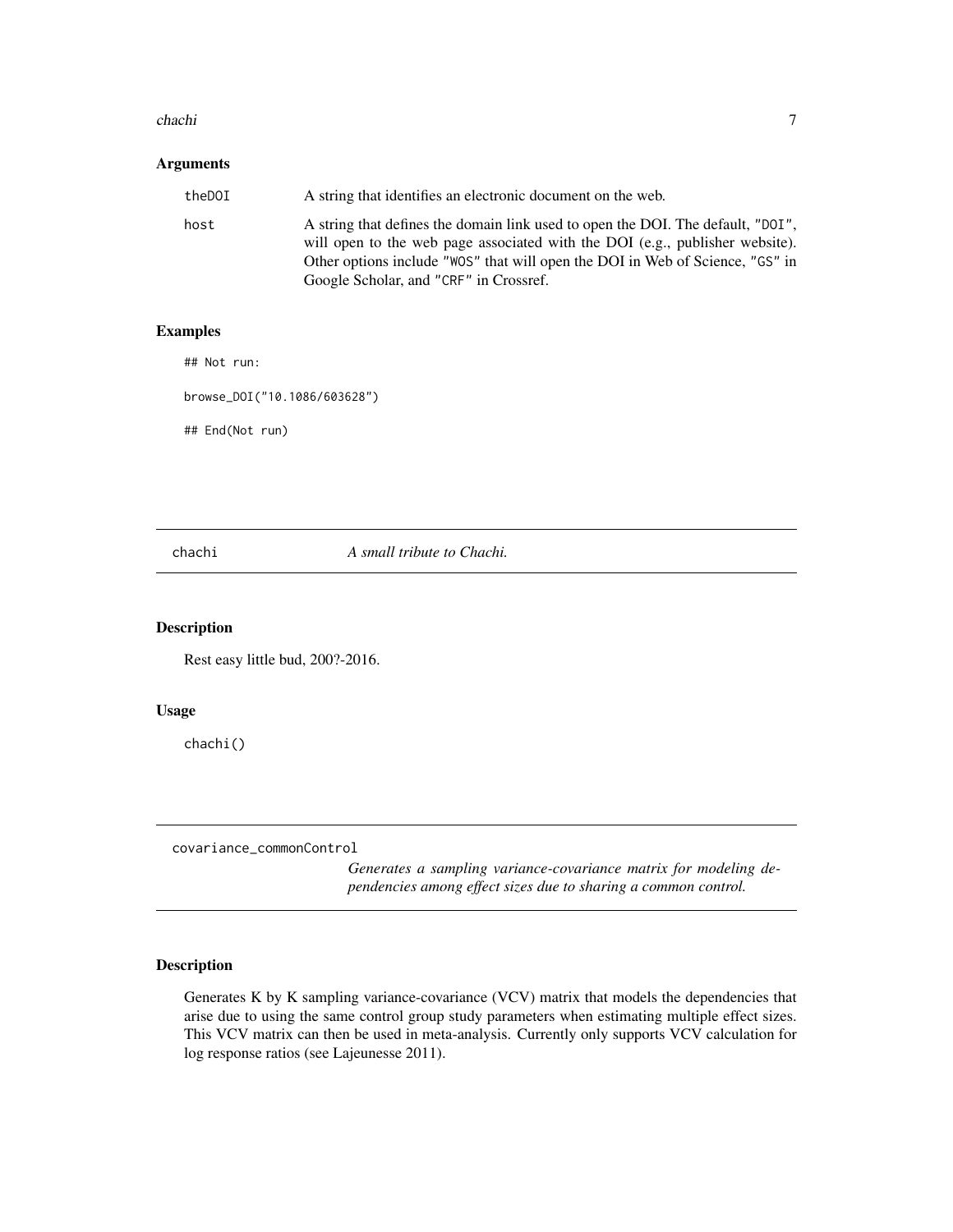## Arguments

| | |
|---|---|
| theDOI | A string that identifies an electronic document on the web. |
| host | A string that defines the domain link used to open the DOI. The default, "DOI", will open to the web page associated with the DOI (e.g., publisher website). Other options include "WOS" that will open the DOI in Web of Science, "GS" in Google Scholar, and "CRF" in Crossref. |

## Examples

```
## Not run:

browse_DOI("10.1086/603628")

## End(Not run)
```

---

# chachi *A small tribute to Chachi.*

## Description

Rest easy little bud, 200?-2016.

## Usage

```
chachi()
```

---

# covariance_commonControl *Generates a sampling variance-covariance matrix for modeling dependencies among effect sizes due to sharing a common control.*

## Description

Generates K by K sampling variance-covariance (VCV) matrix that models the dependencies that arise due to using the same control group study parameters when estimating multiple effect sizes. This VCV matrix can then be used in meta-analysis. Currently only supports VCV calculation for log response ratios (see Lajeunesse 2011).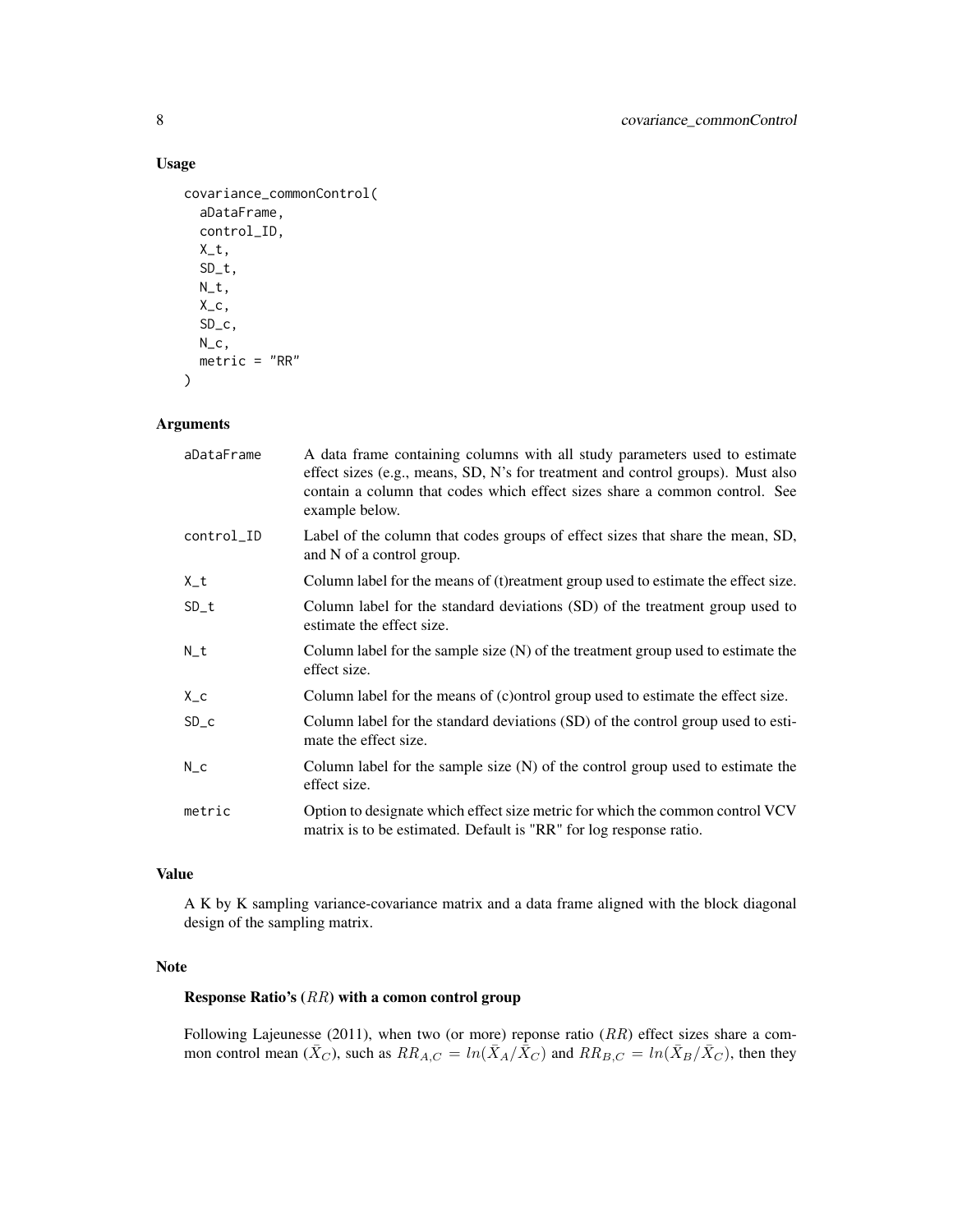## Usage

```
covariance_commonControl(
  aDataFrame,
  control_ID,
  X_t,
  SD_t,
  N_t,
  X_c,
  SD_c,
  N_c,
  metric = "RR"
)
```

## Arguments

| | |
|---|---|
| aDataFrame | A data frame containing columns with all study parameters used to estimate effect sizes (e.g., means, SD, N's for treatment and control groups). Must also contain a column that codes which effect sizes share a common control. See example below. |
| control_ID | Label of the column that codes groups of effect sizes that share the mean, SD, and N of a control group. |
| X_t | Column label for the means of (t)reatment group used to estimate the effect size. |
| SD_t | Column label for the standard deviations (SD) of the treatment group used to estimate the effect size. |
| N_t | Column label for the sample size (N) of the treatment group used to estimate the effect size. |
| X_c | Column label for the means of (c)ontrol group used to estimate the effect size. |
| SD_c | Column label for the standard deviations (SD) of the control group used to estimate the effect size. |
| N_c | Column label for the sample size (N) of the control group used to estimate the effect size. |
| metric | Option to designate which effect size metric for which the common control VCV matrix is to be estimated. Default is "RR" for log response ratio. |

## Value

A K by K sampling variance-covariance matrix and a data frame aligned with the block diagonal design of the sampling matrix.

## Note

### Response Ratio's ($RR$) with a comon control group

Following Lajeunesse (2011), when two (or more) reponse ratio ($RR$) effect sizes share a common control mean ($\bar{X}_C$), such as $RR_{A,C} = ln(\bar{X}_A/\bar{X}_C)$ and $RR_{B,C} = ln(\bar{X}_B/\bar{X}_C)$, then they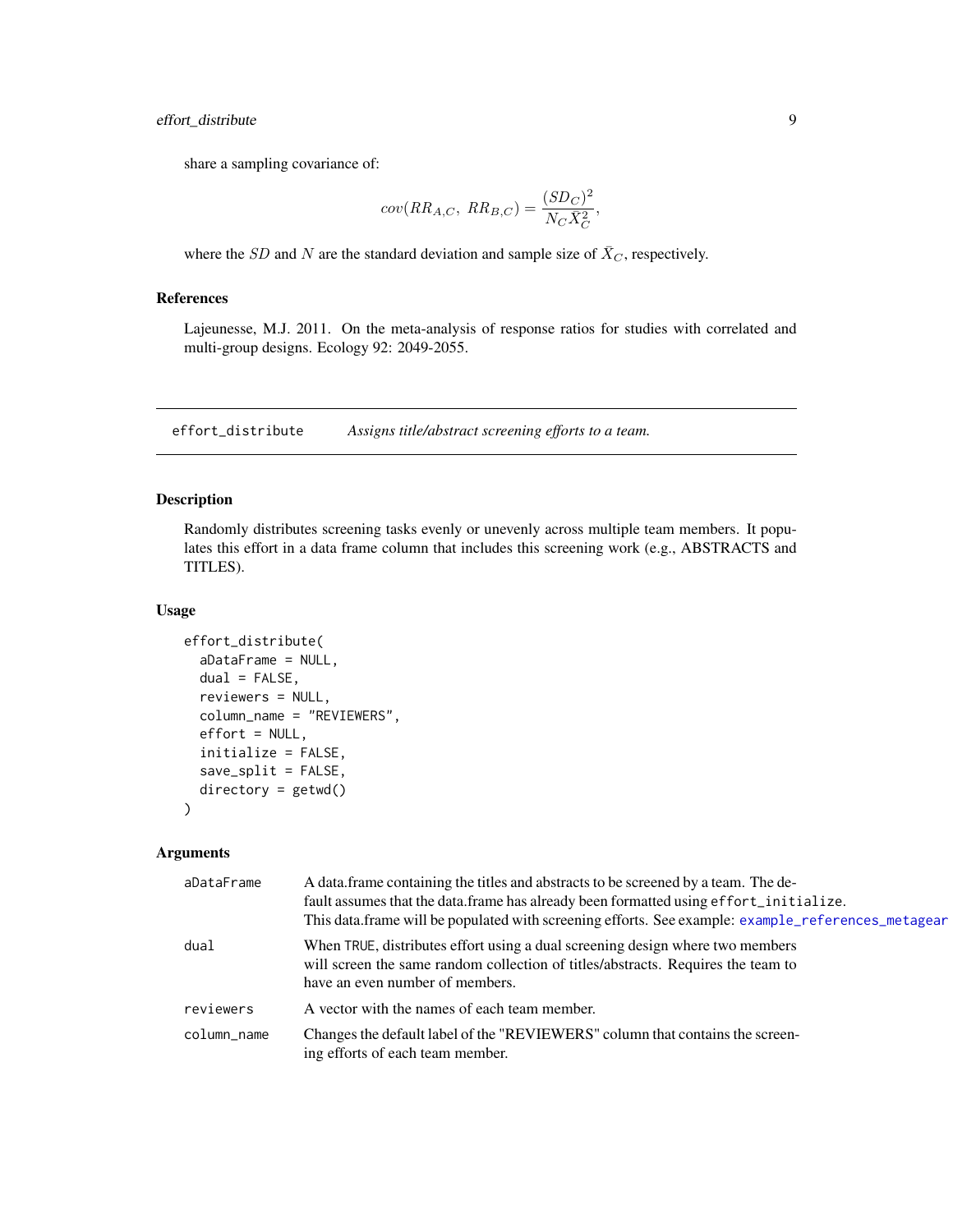share a sampling covariance of:

$$cov(RR_{A,C},\ RR_{B,C}) = \frac{(SD_C)^2}{N_C \bar{X}_C^2},$$

where the $SD$ and $N$ are the standard deviation and sample size of $\bar{X}_C$, respectively.

### References

Lajeunesse, M.J. 2011. On the meta-analysis of response ratios for studies with correlated and multi-group designs. Ecology 92: 2049-2055.

---

## effort_distribute *Assigns title/abstract screening efforts to a team.*

---

### Description

Randomly distributes screening tasks evenly or unevenly across multiple team members. It populates this effort in a data frame column that includes this screening work (e.g., ABSTRACTS and TITLES).

### Usage

```
effort_distribute(
  aDataFrame = NULL,
  dual = FALSE,
  reviewers = NULL,
  column_name = "REVIEWERS",
  effort = NULL,
  initialize = FALSE,
  save_split = FALSE,
  directory = getwd()
)
```

### Arguments

| | |
|---|---|
| `aDataFrame` | A data.frame containing the titles and abstracts to be screened by a team. The default assumes that the data.frame has already been formatted using `effort_initialize`. This data.frame will be populated with screening efforts. See example: `example_references_metagear` |
| `dual` | When `TRUE`, distributes effort using a dual screening design where two members will screen the same random collection of titles/abstracts. Requires the team to have an even number of members. |
| `reviewers` | A vector with the names of each team member. |
| `column_name` | Changes the default label of the "REVIEWERS" column that contains the screening efforts of each team member. |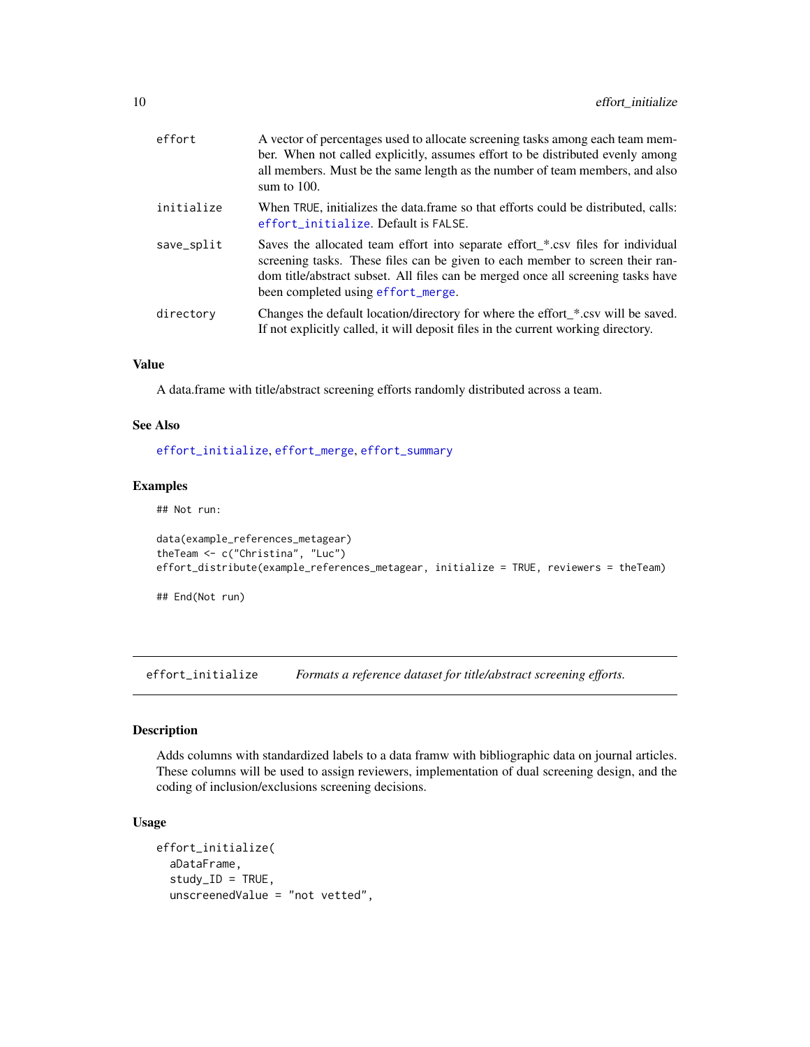| | |
|---|---|
| effort | A vector of percentages used to allocate screening tasks among each team member. When not called explicitly, assumes effort to be distributed evenly among all members. Must be the same length as the number of team members, and also sum to 100. |
| initialize | When TRUE, initializes the data.frame so that efforts could be distributed, calls: effort_initialize. Default is FALSE. |
| save_split | Saves the allocated team effort into separate effort_*.csv files for individual screening tasks. These files can be given to each member to screen their random title/abstract subset. All files can be merged once all screening tasks have been completed using effort_merge. |
| directory | Changes the default location/directory for where the effort_*.csv will be saved. If not explicitly called, it will deposit files in the current working directory. |

### Value

A data.frame with title/abstract screening efforts randomly distributed across a team.

### See Also

effort_initialize, effort_merge, effort_summary

### Examples

```
## Not run:

data(example_references_metagear)
theTeam <- c("Christina", "Luc")
effort_distribute(example_references_metagear, initialize = TRUE, reviewers = theTeam)

## End(Not run)
```

---

## effort_initialize — *Formats a reference dataset for title/abstract screening efforts.*

### Description

Adds columns with standardized labels to a data framw with bibliographic data on journal articles. These columns will be used to assign reviewers, implementation of dual screening design, and the coding of inclusion/exclusions screening decisions.

### Usage

```
effort_initialize(
  aDataFrame,
  study_ID = TRUE,
  unscreenedValue = "not vetted",
```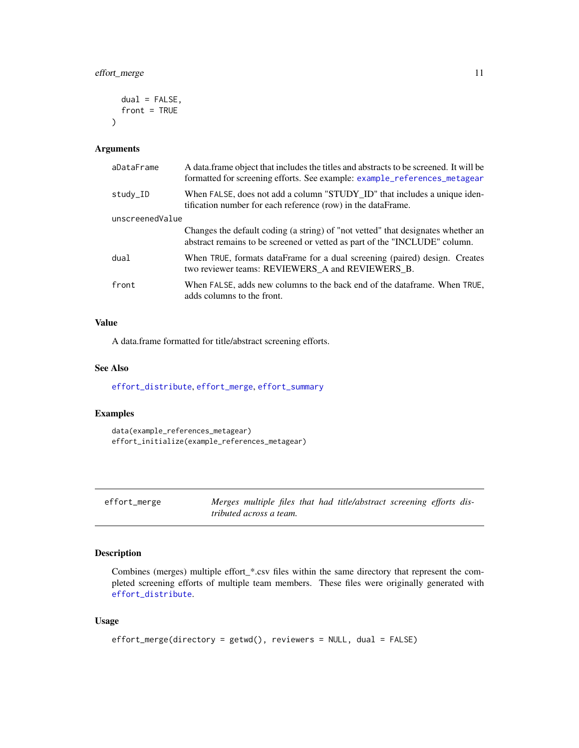```
  dual = FALSE,
  front = TRUE
)
```

### Arguments

| | |
|---|---|
| aDataFrame | A data.frame object that includes the titles and abstracts to be screened. It will be formatted for screening efforts. See example: example_references_metagear |
| study_ID | When FALSE, does not add a column "STUDY_ID" that includes a unique identification number for each reference (row) in the dataFrame. |
| unscreenedValue | Changes the default coding (a string) of "not vetted" that designates whether an abstract remains to be screened or vetted as part of the "INCLUDE" column. |
| dual | When TRUE, formats dataFrame for a dual screening (paired) design. Creates two reviewer teams: REVIEWERS_A and REVIEWERS_B. |
| front | When FALSE, adds new columns to the back end of the dataframe. When TRUE, adds columns to the front. |

### Value

A data.frame formatted for title/abstract screening efforts.

### See Also

effort_distribute, effort_merge, effort_summary

### Examples

```
data(example_references_metagear)
effort_initialize(example_references_metagear)
```

---

## effort_merge — *Merges multiple files that had title/abstract screening efforts distributed across a team.*

---

### Description

Combines (merges) multiple effort_*.csv files within the same directory that represent the completed screening efforts of multiple team members. These files were originally generated with effort_distribute.

### Usage

```
effort_merge(directory = getwd(), reviewers = NULL, dual = FALSE)
```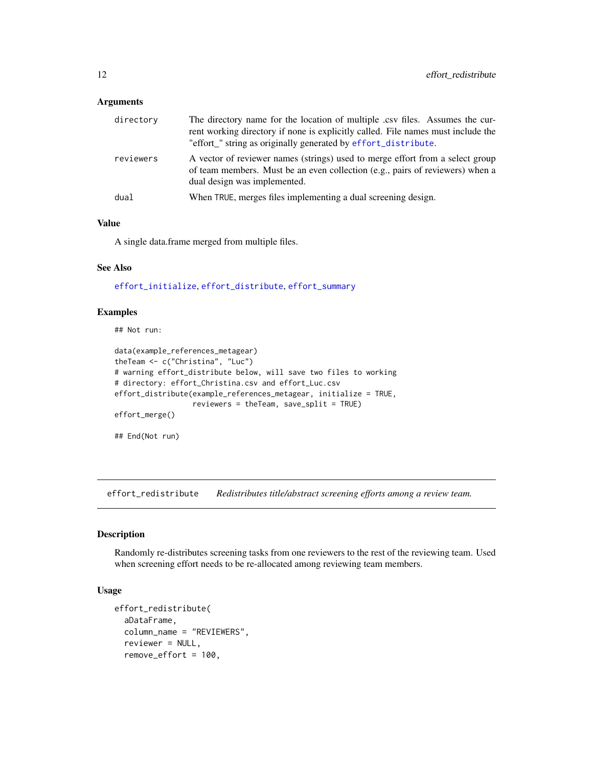### Arguments

| | |
|---|---|
| directory | The directory name for the location of multiple .csv files. Assumes the current working directory if none is explicitly called. File names must include the "effort_" string as originally generated by effort_distribute. |
| reviewers | A vector of reviewer names (strings) used to merge effort from a select group of team members. Must be an even collection (e.g., pairs of reviewers) when a dual design was implemented. |
| dual | When TRUE, merges files implementing a dual screening design. |

### Value

A single data.frame merged from multiple files.

### See Also

effort_initialize, effort_distribute, effort_summary

### Examples

```
## Not run:

data(example_references_metagear)
theTeam <- c("Christina", "Luc")
# warning effort_distribute below, will save two files to working
# directory: effort_Christina.csv and effort_Luc.csv
effort_distribute(example_references_metagear, initialize = TRUE,
                  reviewers = theTeam, save_split = TRUE)
effort_merge()

## End(Not run)
```

---

## effort_redistribute    *Redistributes title/abstract screening efforts among a review team.*

---

### Description

Randomly re-distributes screening tasks from one reviewers to the rest of the reviewing team. Used when screening effort needs to be re-allocated among reviewing team members.

### Usage

```
effort_redistribute(
  aDataFrame,
  column_name = "REVIEWERS",
  reviewer = NULL,
  remove_effort = 100,
```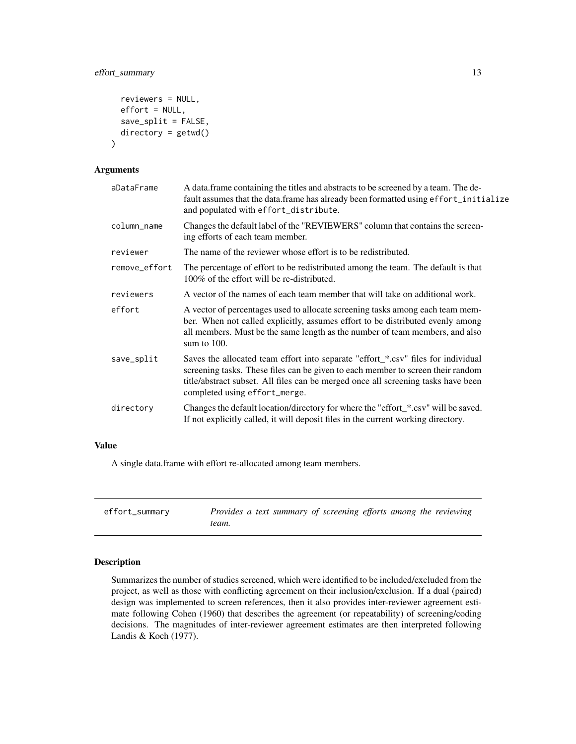```
  reviewers = NULL,
  effort = NULL,
  save_split = FALSE,
  directory = getwd()
)
```

### Arguments

| | |
|---|---|
| aDataFrame | A data.frame containing the titles and abstracts to be screened by a team. The default assumes that the data.frame has already been formatted using effort_initialize and populated with effort_distribute. |
| column_name | Changes the default label of the "REVIEWERS" column that contains the screening efforts of each team member. |
| reviewer | The name of the reviewer whose effort is to be redistributed. |
| remove_effort | The percentage of effort to be redistributed among the team. The default is that 100% of the effort will be re-distributed. |
| reviewers | A vector of the names of each team member that will take on additional work. |
| effort | A vector of percentages used to allocate screening tasks among each team member. When not called explicitly, assumes effort to be distributed evenly among all members. Must be the same length as the number of team members, and also sum to 100. |
| save_split | Saves the allocated team effort into separate "effort_*.csv" files for individual screening tasks. These files can be given to each member to screen their random title/abstract subset. All files can be merged once all screening tasks have been completed using effort_merge. |
| directory | Changes the default location/directory for where the "effort_*.csv" will be saved. If not explicitly called, it will deposit files in the current working directory. |

### Value

A single data.frame with effort re-allocated among team members.

---

## effort_summary — *Provides a text summary of screening efforts among the reviewing team.*

### Description

Summarizes the number of studies screened, which were identified to be included/excluded from the project, as well as those with conflicting agreement on their inclusion/exclusion. If a dual (paired) design was implemented to screen references, then it also provides inter-reviewer agreement estimate following Cohen (1960) that describes the agreement (or repeatability) of screening/coding decisions. The magnitudes of inter-reviewer agreement estimates are then interpreted following Landis & Koch (1977).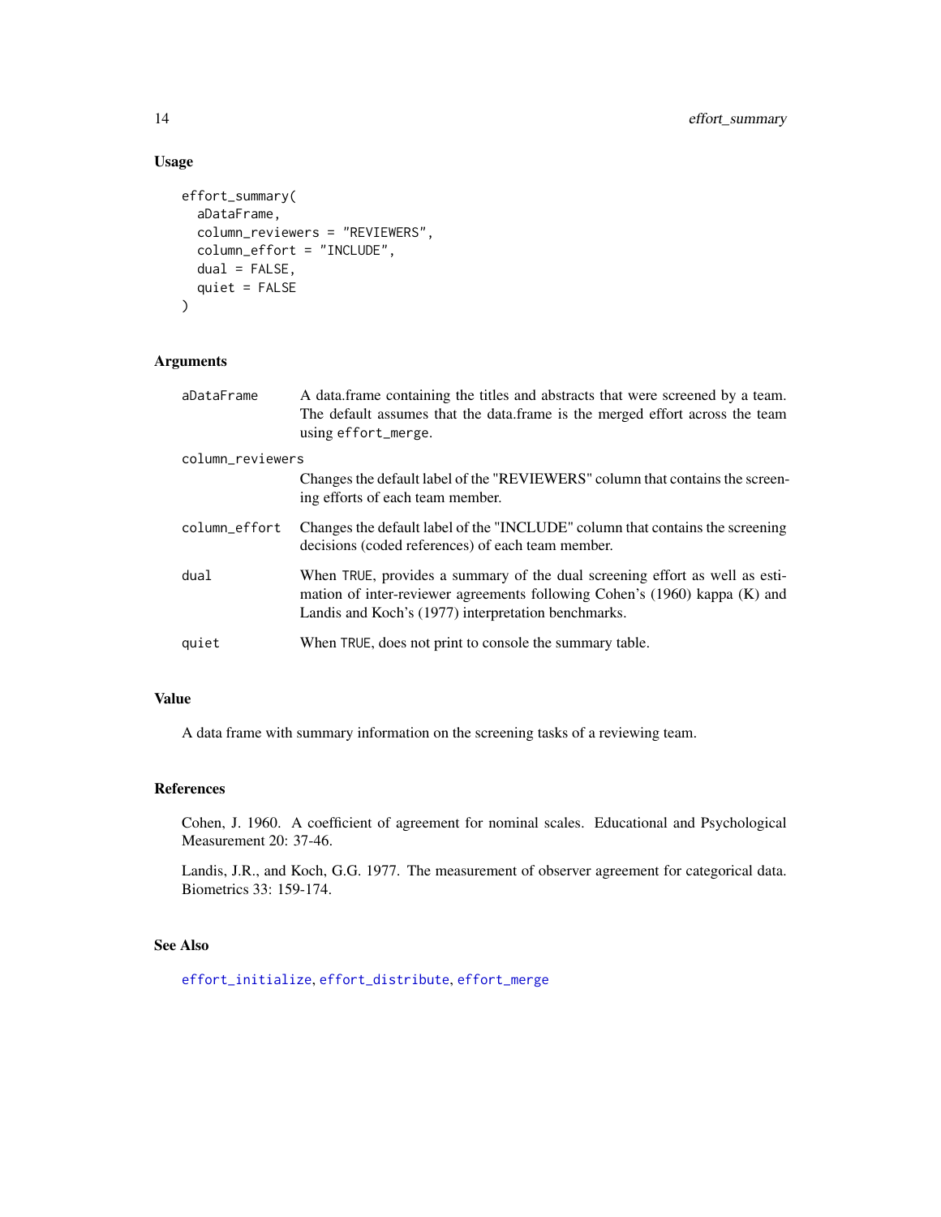## Usage

```
effort_summary(
  aDataFrame,
  column_reviewers = "REVIEWERS",
  column_effort = "INCLUDE",
  dual = FALSE,
  quiet = FALSE
)
```

## Arguments

| | |
|---|---|
| aDataFrame | A data.frame containing the titles and abstracts that were screened by a team. The default assumes that the data.frame is the merged effort across the team using `effort_merge`. |
| column_reviewers | Changes the default label of the "REVIEWERS" column that contains the screening efforts of each team member. |
| column_effort | Changes the default label of the "INCLUDE" column that contains the screening decisions (coded references) of each team member. |
| dual | When `TRUE`, provides a summary of the dual screening effort as well as estimation of inter-reviewer agreements following Cohen's (1960) kappa (K) and Landis and Koch's (1977) interpretation benchmarks. |
| quiet | When `TRUE`, does not print to console the summary table. |

## Value

A data frame with summary information on the screening tasks of a reviewing team.

## References

Cohen, J. 1960. A coefficient of agreement for nominal scales. Educational and Psychological Measurement 20: 37-46.

Landis, J.R., and Koch, G.G. 1977. The measurement of observer agreement for categorical data. Biometrics 33: 159-174.

## See Also

`effort_initialize`, `effort_distribute`, `effort_merge`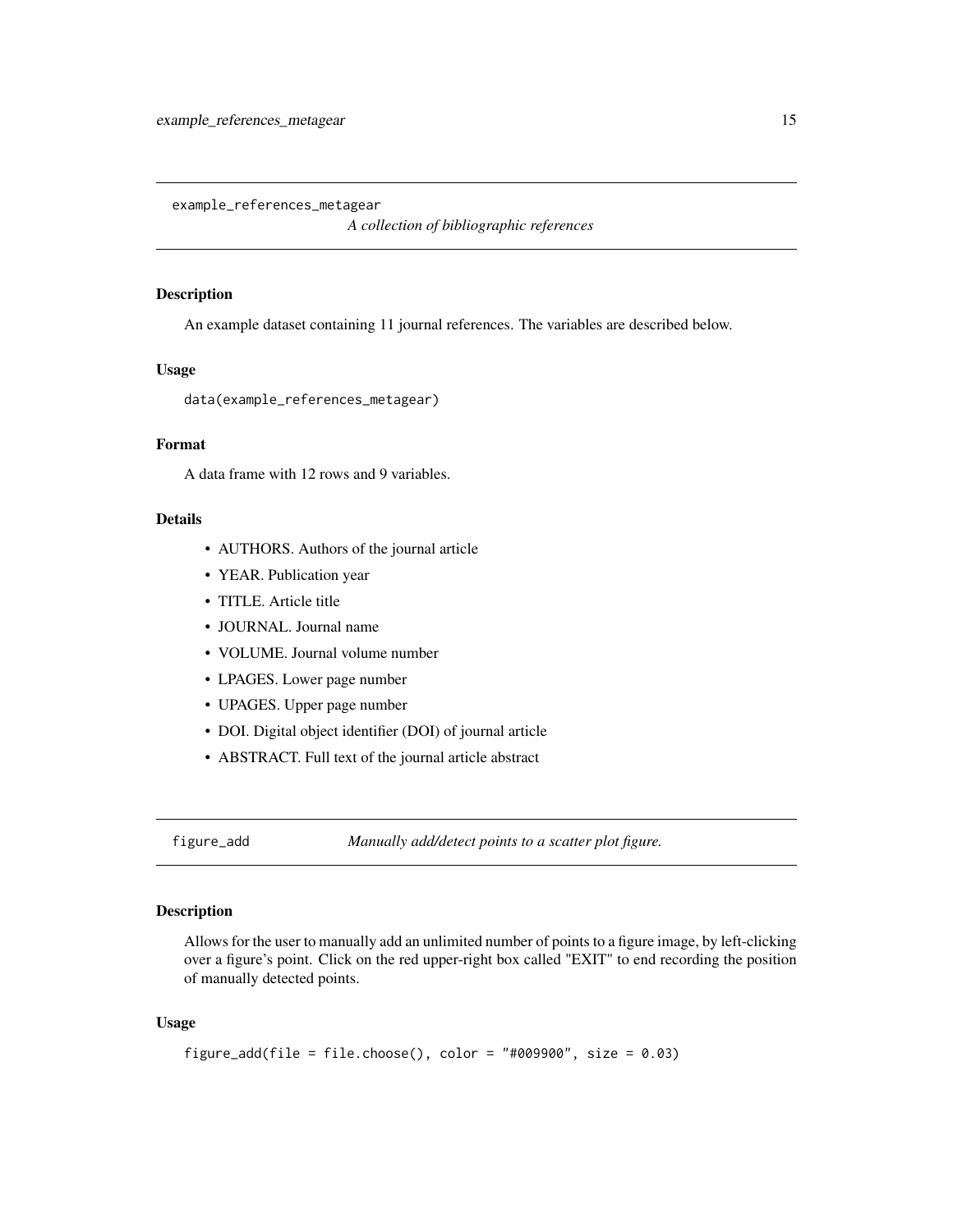## example_references_metagear

*A collection of bibliographic references*

### Description

An example dataset containing 11 journal references. The variables are described below.

### Usage

```
data(example_references_metagear)
```

### Format

A data frame with 12 rows and 9 variables.

### Details

- AUTHORS. Authors of the journal article
- YEAR. Publication year
- TITLE. Article title
- JOURNAL. Journal name
- VOLUME. Journal volume number
- LPAGES. Lower page number
- UPAGES. Upper page number
- DOI. Digital object identifier (DOI) of journal article
- ABSTRACT. Full text of the journal article abstract

## figure_add

*Manually add/detect points to a scatter plot figure.*

### Description

Allows for the user to manually add an unlimited number of points to a figure image, by left-clicking over a figure's point. Click on the red upper-right box called "EXIT" to end recording the position of manually detected points.

### Usage

```
figure_add(file = file.choose(), color = "#009900", size = 0.03)
```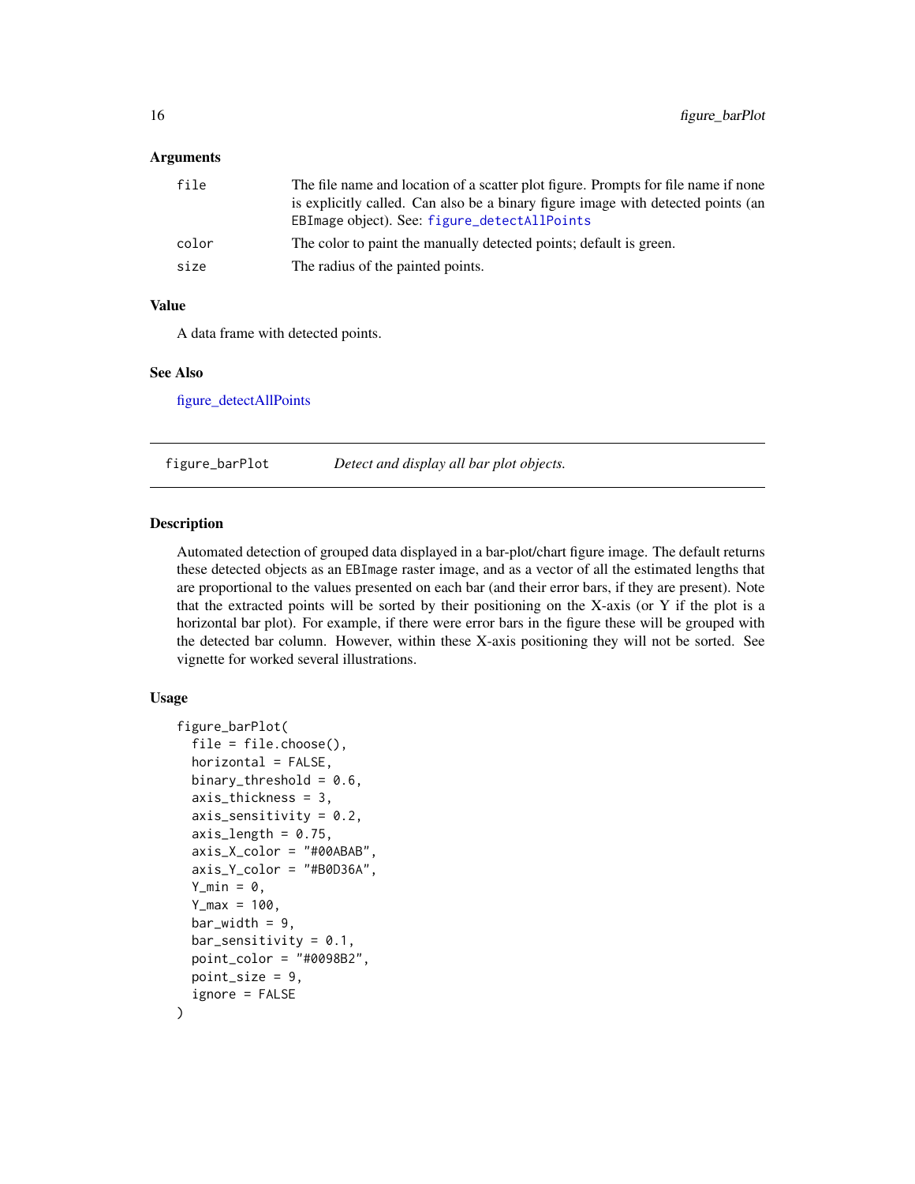### Arguments

| | |
|---|---|
| `file` | The file name and location of a scatter plot figure. Prompts for file name if none is explicitly called. Can also be a binary figure image with detected points (an EBImage object). See: `figure_detectAllPoints` |
| `color` | The color to paint the manually detected points; default is green. |
| `size` | The radius of the painted points. |

### Value

A data frame with detected points.

### See Also

figure_detectAllPoints

---

## `figure_barPlot` *Detect and display all bar plot objects.*

---

### Description

Automated detection of grouped data displayed in a bar-plot/chart figure image. The default returns these detected objects as an EBImage raster image, and as a vector of all the estimated lengths that are proportional to the values presented on each bar (and their error bars, if they are present). Note that the extracted points will be sorted by their positioning on the X-axis (or Y if the plot is a horizontal bar plot). For example, if there were error bars in the figure these will be grouped with the detected bar column. However, within these X-axis positioning they will not be sorted. See vignette for worked several illustrations.

### Usage

```
figure_barPlot(
  file = file.choose(),
  horizontal = FALSE,
  binary_threshold = 0.6,
  axis_thickness = 3,
  axis_sensitivity = 0.2,
  axis_length = 0.75,
  axis_X_color = "#00ABAB",
  axis_Y_color = "#B0D36A",
  Y_min = 0,
  Y_max = 100,
  bar_width = 9,
  bar_sensitivity = 0.1,
  point_color = "#0098B2",
  point_size = 9,
  ignore = FALSE
)
```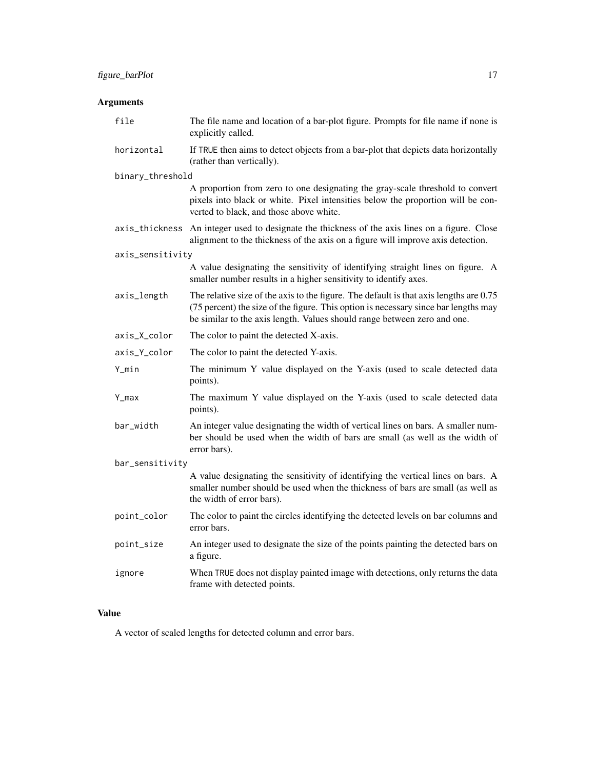## Arguments

`file`
: The file name and location of a bar-plot figure. Prompts for file name if none is explicitly called.

`horizontal`
: If `TRUE` then aims to detect objects from a bar-plot that depicts data horizontally (rather than vertically).

`binary_threshold`
: A proportion from zero to one designating the gray-scale threshold to convert pixels into black or white. Pixel intensities below the proportion will be converted to black, and those above white.

`axis_thickness`
: An integer used to designate the thickness of the axis lines on a figure. Close alignment to the thickness of the axis on a figure will improve axis detection.

`axis_sensitivity`
: A value designating the sensitivity of identifying straight lines on figure. A smaller number results in a higher sensitivity to identify axes.

`axis_length`
: The relative size of the axis to the figure. The default is that axis lengths are 0.75 (75 percent) the size of the figure. This option is necessary since bar lengths may be similar to the axis length. Values should range between zero and one.

`axis_X_color`
: The color to paint the detected X-axis.

`axis_Y_color`
: The color to paint the detected Y-axis.

`Y_min`
: The minimum Y value displayed on the Y-axis (used to scale detected data points).

`Y_max`
: The maximum Y value displayed on the Y-axis (used to scale detected data points).

`bar_width`
: An integer value designating the width of vertical lines on bars. A smaller number should be used when the width of bars are small (as well as the width of error bars).

`bar_sensitivity`
: A value designating the sensitivity of identifying the vertical lines on bars. A smaller number should be used when the thickness of bars are small (as well as the width of error bars).

`point_color`
: The color to paint the circles identifying the detected levels on bar columns and error bars.

`point_size`
: An integer used to designate the size of the points painting the detected bars on a figure.

`ignore`
: When `TRUE` does not display painted image with detections, only returns the data frame with detected points.

## Value

A vector of scaled lengths for detected column and error bars.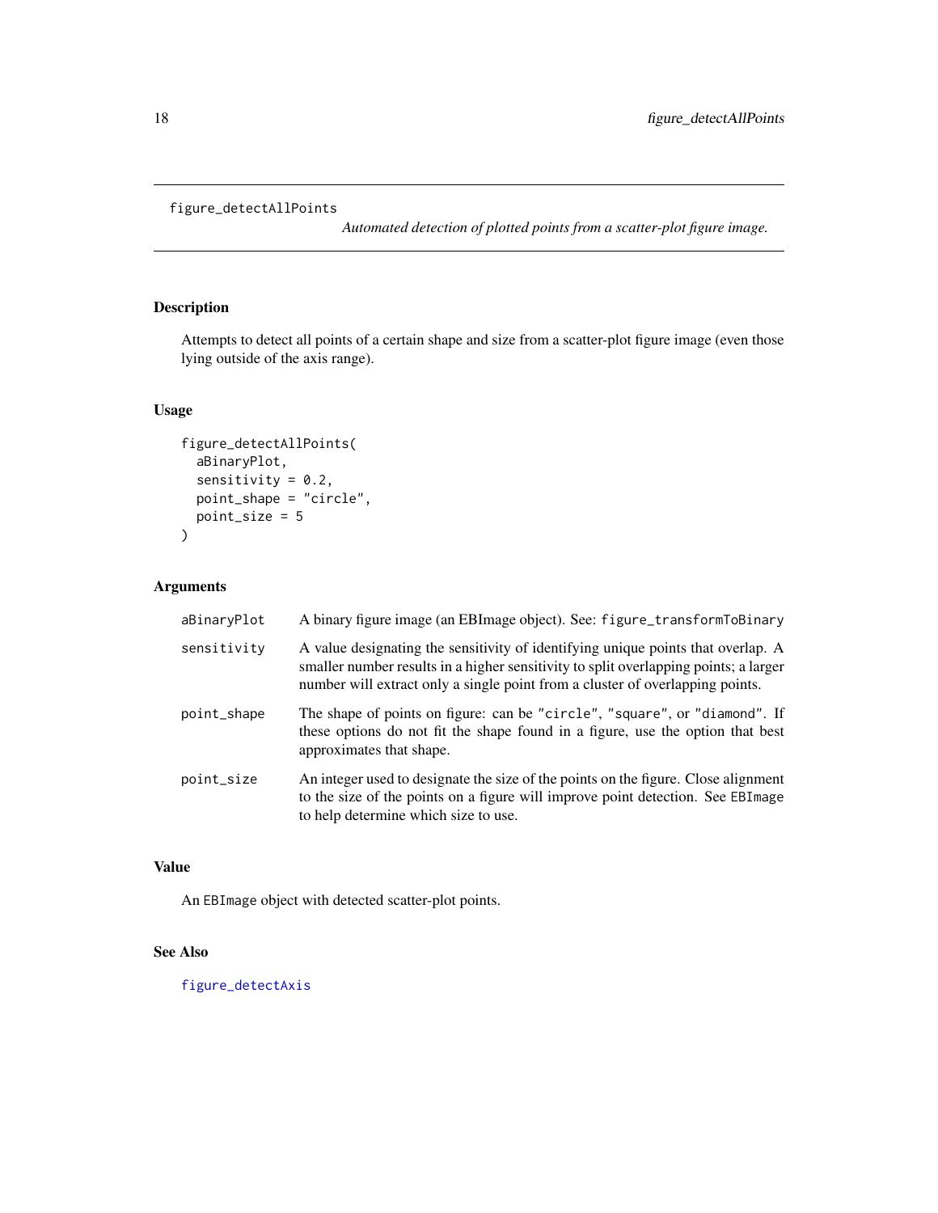figure_detectAllPoints

*Automated detection of plotted points from a scatter-plot figure image.*

## Description

Attempts to detect all points of a certain shape and size from a scatter-plot figure image (even those lying outside of the axis range).

## Usage

```
figure_detectAllPoints(
  aBinaryPlot,
  sensitivity = 0.2,
  point_shape = "circle",
  point_size = 5
)
```

## Arguments

| | |
|---|---|
| aBinaryPlot | A binary figure image (an EBImage object). See: `figure_transformToBinary` |
| sensitivity | A value designating the sensitivity of identifying unique points that overlap. A smaller number results in a higher sensitivity to split overlapping points; a larger number will extract only a single point from a cluster of overlapping points. |
| point_shape | The shape of points on figure: can be `"circle"`, `"square"`, or `"diamond"`. If these options do not fit the shape found in a figure, use the option that best approximates that shape. |
| point_size | An integer used to designate the size of the points on the figure. Close alignment to the size of the points on a figure will improve point detection. See `EBImage` to help determine which size to use. |

## Value

An `EBImage` object with detected scatter-plot points.

## See Also

`figure_detectAxis`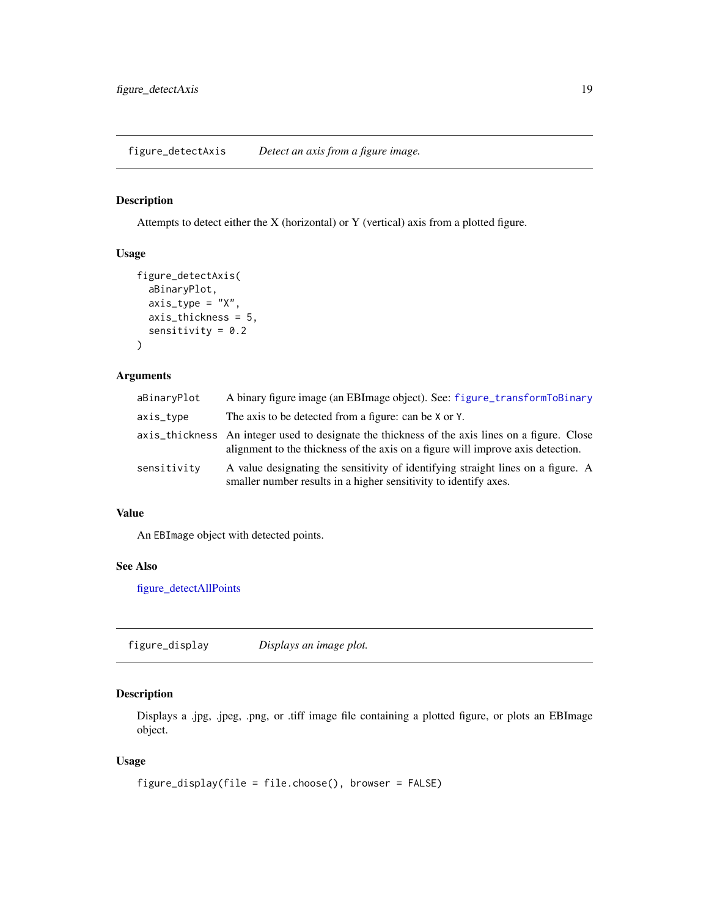## figure_detectAxis — *Detect an axis from a figure image.*

### Description

Attempts to detect either the X (horizontal) or Y (vertical) axis from a plotted figure.

### Usage

```
figure_detectAxis(
  aBinaryPlot,
  axis_type = "X",
  axis_thickness = 5,
  sensitivity = 0.2
)
```

### Arguments

| | |
|---|---|
| `aBinaryPlot` | A binary figure image (an EBImage object). See: `figure_transformToBinary` |
| `axis_type` | The axis to be detected from a figure: can be `X` or `Y`. |
| `axis_thickness` | An integer used to designate the thickness of the axis lines on a figure. Close alignment to the thickness of the axis on a figure will improve axis detection. |
| `sensitivity` | A value designating the sensitivity of identifying straight lines on a figure. A smaller number results in a higher sensitivity to identify axes. |

### Value

An `EBImage` object with detected points.

### See Also

figure_detectAllPoints

## figure_display — *Displays an image plot.*

### Description

Displays a .jpg, .jpeg, .png, or .tiff image file containing a plotted figure, or plots an EBImage object.

### Usage

```
figure_display(file = file.choose(), browser = FALSE)
```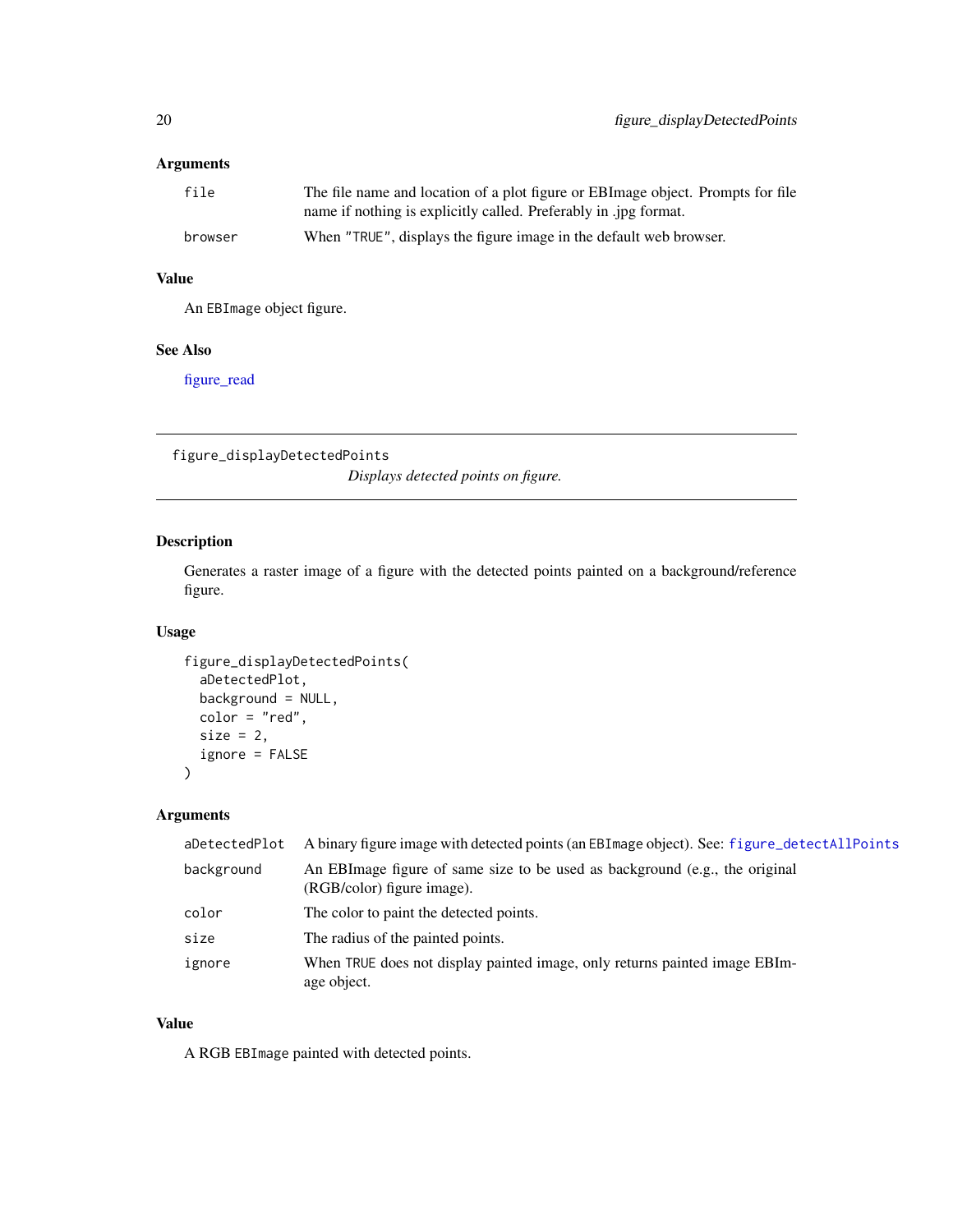### Arguments

| | |
|---|---|
| `file` | The file name and location of a plot figure or EBImage object. Prompts for file name if nothing is explicitly called. Preferably in .jpg format. |
| `browser` | When `"TRUE"`, displays the figure image in the default web browser. |

### Value

An `EBImage` object figure.

### See Also

figure_read

---

## figure_displayDetectedPoints

*Displays detected points on figure.*

---

### Description

Generates a raster image of a figure with the detected points painted on a background/reference figure.

### Usage

```
figure_displayDetectedPoints(
  aDetectedPlot,
  background = NULL,
  color = "red",
  size = 2,
  ignore = FALSE
)
```

### Arguments

| | |
|---|---|
| `aDetectedPlot` | A binary figure image with detected points (an `EBImage` object). See: `figure_detectAllPoints` |
| `background` | An EBImage figure of same size to be used as background (e.g., the original (RGB/color) figure image). |
| `color` | The color to paint the detected points. |
| `size` | The radius of the painted points. |
| `ignore` | When `TRUE` does not display painted image, only returns painted image EBImage object. |

### Value

A RGB `EBImage` painted with detected points.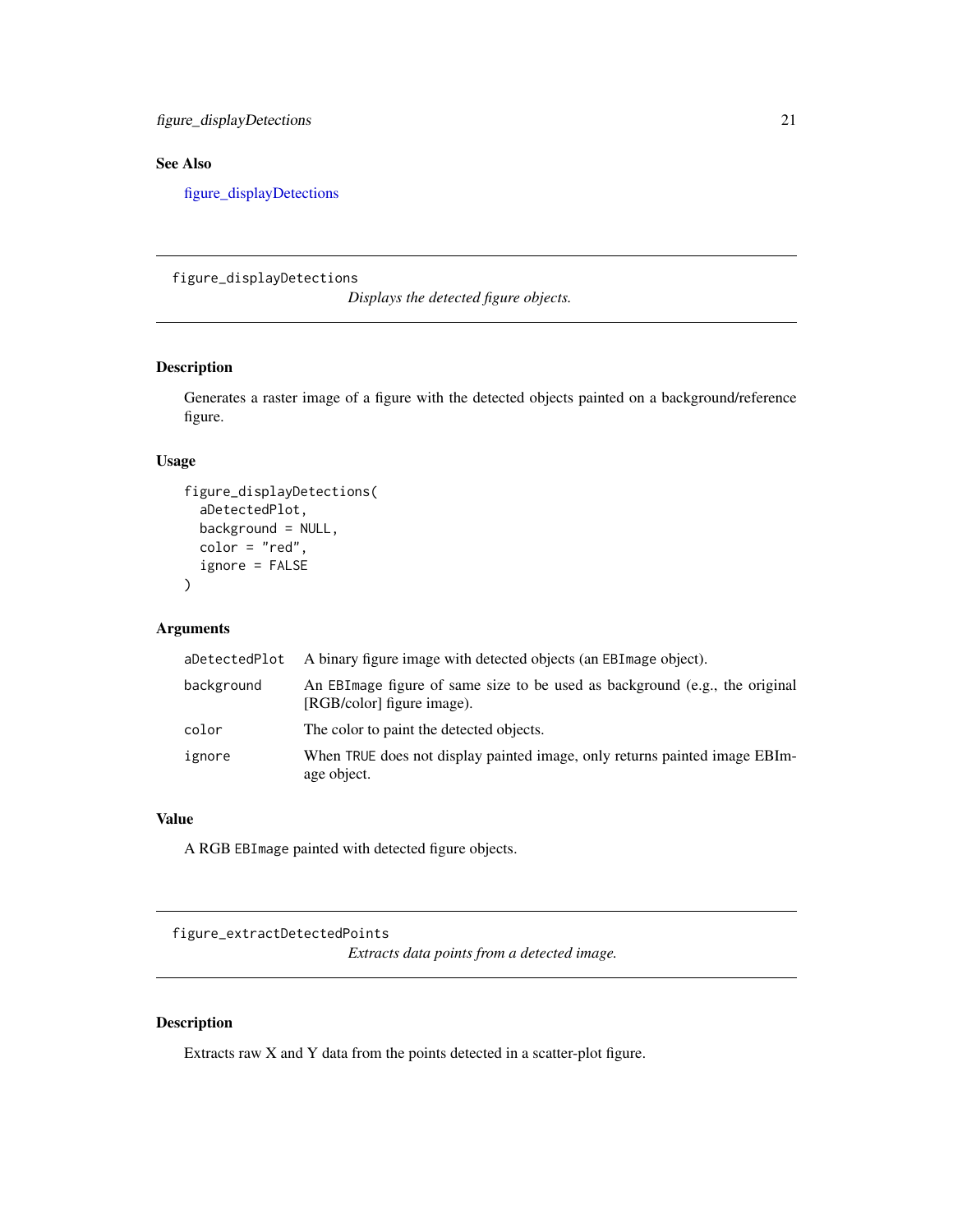### See Also

figure_displayDetections

---

## figure_displayDetections

*Displays the detected figure objects.*

---

### Description

Generates a raster image of a figure with the detected objects painted on a background/reference figure.

### Usage

```
figure_displayDetections(
  aDetectedPlot,
  background = NULL,
  color = "red",
  ignore = FALSE
)
```

### Arguments

| | |
|---|---|
| `aDetectedPlot` | A binary figure image with detected objects (an `EBImage` object). |
| `background` | An `EBImage` figure of same size to be used as background (e.g., the original [RGB/color] figure image). |
| `color` | The color to paint the detected objects. |
| `ignore` | When `TRUE` does not display painted image, only returns painted image EBImage object. |

### Value

A RGB `EBImage` painted with detected figure objects.

---

## figure_extractDetectedPoints

*Extracts data points from a detected image.*

---

### Description

Extracts raw X and Y data from the points detected in a scatter-plot figure.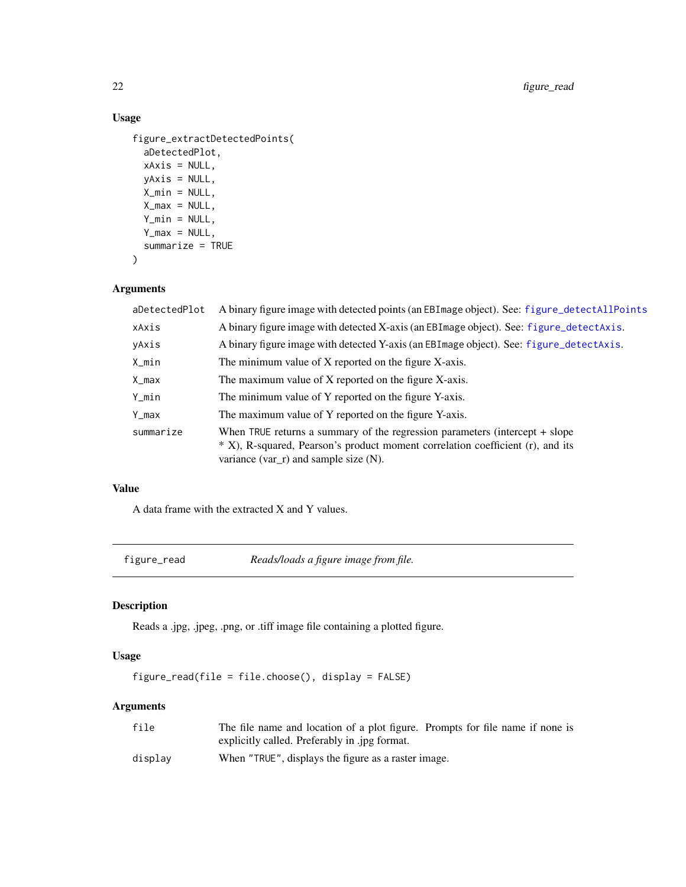### Usage

```
figure_extractDetectedPoints(
  aDetectedPlot,
  xAxis = NULL,
  yAxis = NULL,
  X_min = NULL,
  X_max = NULL,
  Y_min = NULL,
  Y_max = NULL,
  summarize = TRUE
)
```

### Arguments

| | |
|---|---|
| aDetectedPlot | A binary figure image with detected points (an EBImage object). See: figure_detectAllPoints |
| xAxis | A binary figure image with detected X-axis (an EBImage object). See: figure_detectAxis. |
| yAxis | A binary figure image with detected Y-axis (an EBImage object). See: figure_detectAxis. |
| X_min | The minimum value of X reported on the figure X-axis. |
| X_max | The maximum value of X reported on the figure X-axis. |
| Y_min | The minimum value of Y reported on the figure Y-axis. |
| Y_max | The maximum value of Y reported on the figure Y-axis. |
| summarize | When TRUE returns a summary of the regression parameters (intercept + slope * X), R-squared, Pearson's product moment correlation coefficient (r), and its variance (var_r) and sample size (N). |

### Value

A data frame with the extracted X and Y values.

---

## figure_read — *Reads/loads a figure image from file.*

---

### Description

Reads a .jpg, .jpeg, .png, or .tiff image file containing a plotted figure.

### Usage

```
figure_read(file = file.choose(), display = FALSE)
```

### Arguments

| | |
|---|---|
| file | The file name and location of a plot figure. Prompts for file name if none is explicitly called. Preferably in .jpg format. |
| display | When "TRUE", displays the figure as a raster image. |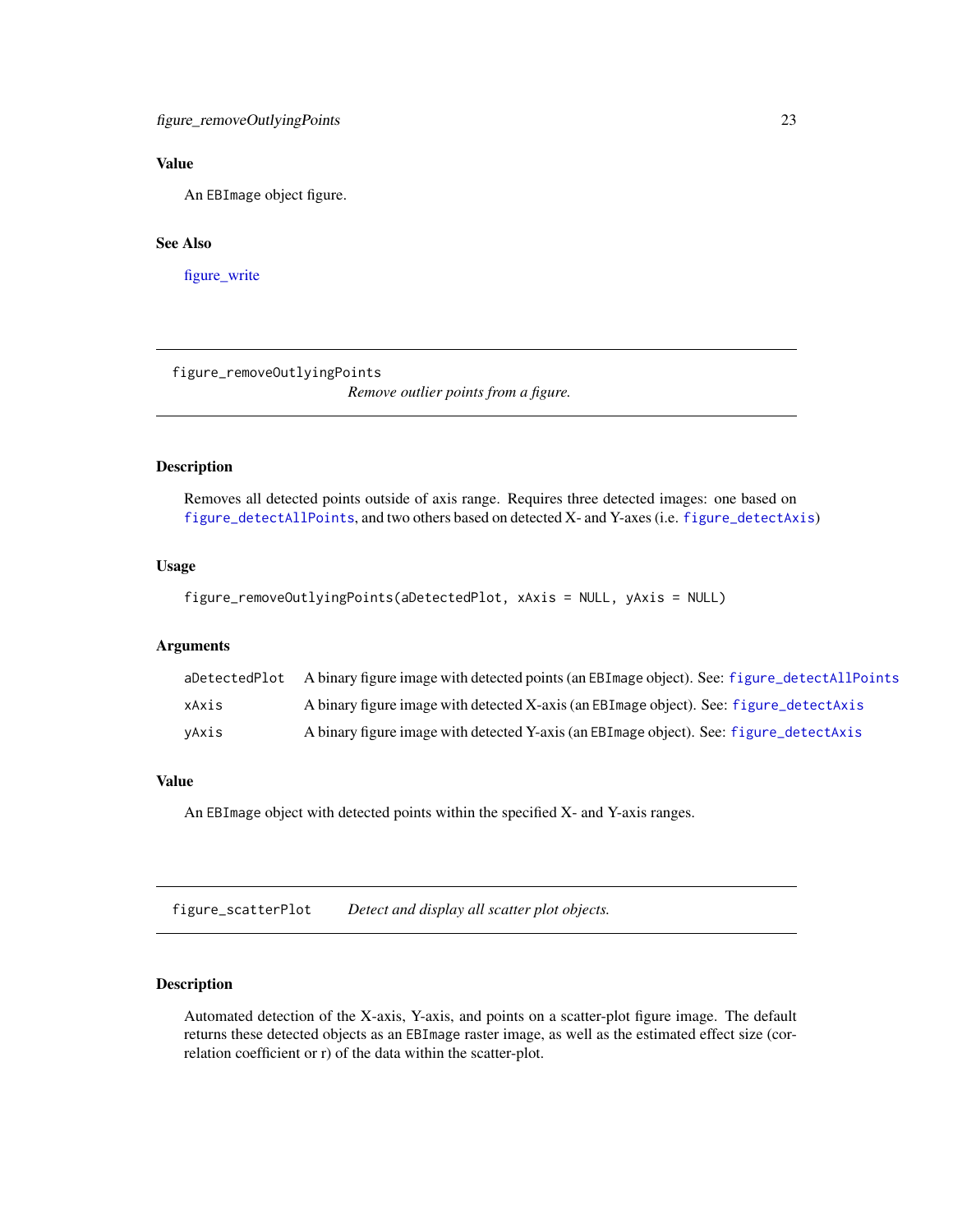### Value

An `EBImage` object figure.

### See Also

figure_write

---

## figure_removeOutlyingPoints

*Remove outlier points from a figure.*

---

### Description

Removes all detected points outside of axis range. Requires three detected images: one based on `figure_detectAllPoints`, and two others based on detected X- and Y-axes (i.e. `figure_detectAxis`)

### Usage

```
figure_removeOutlyingPoints(aDetectedPlot, xAxis = NULL, yAxis = NULL)
```

### Arguments

| | |
|---|---|
| `aDetectedPlot` | A binary figure image with detected points (an `EBImage` object). See: `figure_detectAllPoints` |
| `xAxis` | A binary figure image with detected X-axis (an `EBImage` object). See: `figure_detectAxis` |
| `yAxis` | A binary figure image with detected Y-axis (an `EBImage` object). See: `figure_detectAxis` |

### Value

An `EBImage` object with detected points within the specified X- and Y-axis ranges.

---

## figure_scatterPlot

*Detect and display all scatter plot objects.*

---

### Description

Automated detection of the X-axis, Y-axis, and points on a scatter-plot figure image. The default returns these detected objects as an `EBImage` raster image, as well as the estimated effect size (correlation coefficient or r) of the data within the scatter-plot.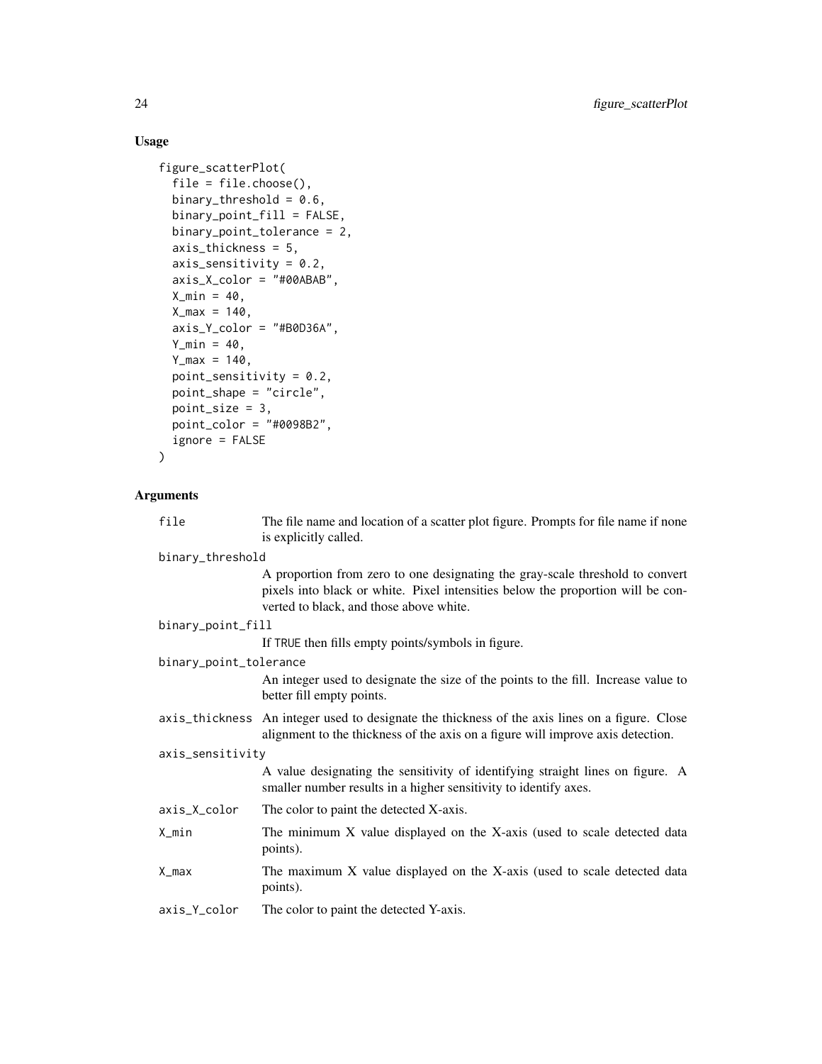## Usage

```
figure_scatterPlot(
  file = file.choose(),
  binary_threshold = 0.6,
  binary_point_fill = FALSE,
  binary_point_tolerance = 2,
  axis_thickness = 5,
  axis_sensitivity = 0.2,
  axis_X_color = "#00ABAB",
  X_min = 40,
  X_max = 140,
  axis_Y_color = "#B0D36A",
  Y_min = 40,
  Y_max = 140,
  point_sensitivity = 0.2,
  point_shape = "circle",
  point_size = 3,
  point_color = "#0098B2",
  ignore = FALSE
)
```

## Arguments

| | |
|---|---|
| `file` | The file name and location of a scatter plot figure. Prompts for file name if none is explicitly called. |
| `binary_threshold` | A proportion from zero to one designating the gray-scale threshold to convert pixels into black or white. Pixel intensities below the proportion will be converted to black, and those above white. |
| `binary_point_fill` | If `TRUE` then fills empty points/symbols in figure. |
| `binary_point_tolerance` | An integer used to designate the size of the points to the fill. Increase value to better fill empty points. |
| `axis_thickness` | An integer used to designate the thickness of the axis lines on a figure. Close alignment to the thickness of the axis on a figure will improve axis detection. |
| `axis_sensitivity` | A value designating the sensitivity of identifying straight lines on figure. A smaller number results in a higher sensitivity to identify axes. |
| `axis_X_color` | The color to paint the detected X-axis. |
| `X_min` | The minimum X value displayed on the X-axis (used to scale detected data points). |
| `X_max` | The maximum X value displayed on the X-axis (used to scale detected data points). |
| `axis_Y_color` | The color to paint the detected Y-axis. |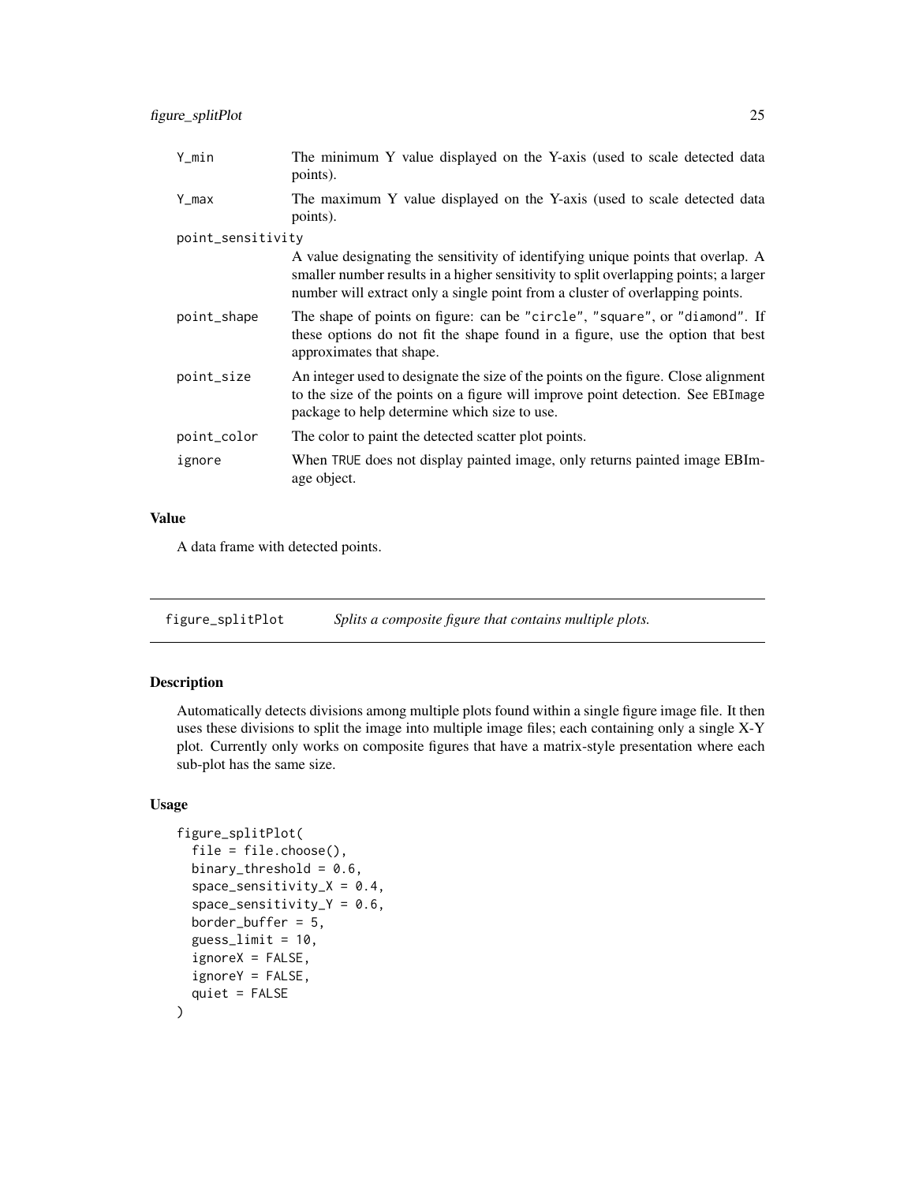| | |
|---|---|
| Y_min | The minimum Y value displayed on the Y-axis (used to scale detected data points). |
| Y_max | The maximum Y value displayed on the Y-axis (used to scale detected data points). |
| point_sensitivity | A value designating the sensitivity of identifying unique points that overlap. A smaller number results in a higher sensitivity to split overlapping points; a larger number will extract only a single point from a cluster of overlapping points. |
| point_shape | The shape of points on figure: can be "circle", "square", or "diamond". If these options do not fit the shape found in a figure, use the option that best approximates that shape. |
| point_size | An integer used to designate the size of the points on the figure. Close alignment to the size of the points on a figure will improve point detection. See EBImage package to help determine which size to use. |
| point_color | The color to paint the detected scatter plot points. |
| ignore | When TRUE does not display painted image, only returns painted image EBImage object. |

### Value

A data frame with detected points.

---

## figure_splitPlot — *Splits a composite figure that contains multiple plots.*

---

### Description

Automatically detects divisions among multiple plots found within a single figure image file. It then uses these divisions to split the image into multiple image files; each containing only a single X-Y plot. Currently only works on composite figures that have a matrix-style presentation where each sub-plot has the same size.

### Usage

```
figure_splitPlot(
  file = file.choose(),
  binary_threshold = 0.6,
  space_sensitivity_X = 0.4,
  space_sensitivity_Y = 0.6,
  border_buffer = 5,
  guess_limit = 10,
  ignoreX = FALSE,
  ignoreY = FALSE,
  quiet = FALSE
)
```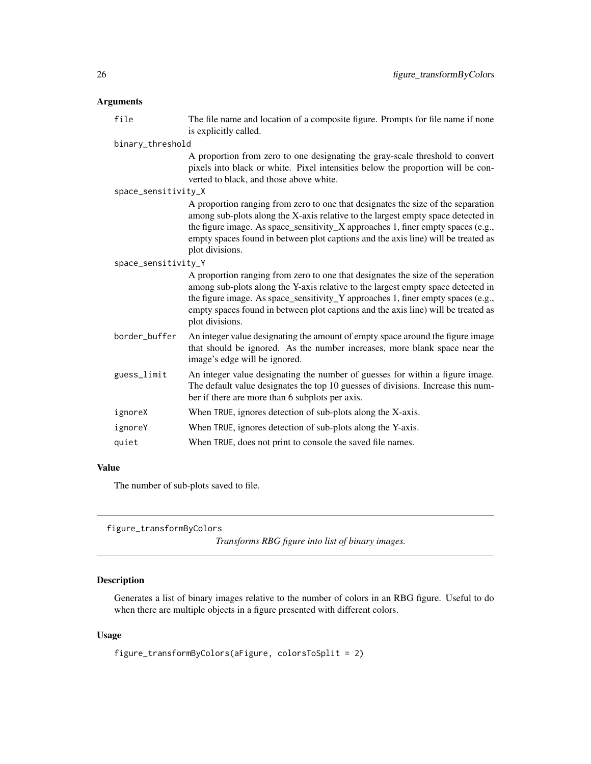### Arguments

- `file` — The file name and location of a composite figure. Prompts for file name if none is explicitly called.
- `binary_threshold` — A proportion from zero to one designating the gray-scale threshold to convert pixels into black or white. Pixel intensities below the proportion will be converted to black, and those above white.
- `space_sensitivity_X` — A proportion ranging from zero to one that designates the size of the separation among sub-plots along the X-axis relative to the largest empty space detected in the figure image. As space_sensitivity_X approaches 1, finer empty spaces (e.g., empty spaces found in between plot captions and the axis line) will be treated as plot divisions.
- `space_sensitivity_Y` — A proportion ranging from zero to one that designates the size of the seperation among sub-plots along the Y-axis relative to the largest empty space detected in the figure image. As space_sensitivity_Y approaches 1, finer empty spaces (e.g., empty spaces found in between plot captions and the axis line) will be treated as plot divisions.
- `border_buffer` — An integer value designating the amount of empty space around the figure image that should be ignored. As the number increases, more blank space near the image's edge will be ignored.
- `guess_limit` — An integer value designating the number of guesses for within a figure image. The default value designates the top 10 guesses of divisions. Increase this number if there are more than 6 subplots per axis.
- `ignoreX` — When `TRUE`, ignores detection of sub-plots along the X-axis.
- `ignoreY` — When `TRUE`, ignores detection of sub-plots along the Y-axis.
- `quiet` — When `TRUE`, does not print to console the saved file names.

### Value

The number of sub-plots saved to file.

---

## figure_transformByColors

*Transforms RBG figure into list of binary images.*

### Description

Generates a list of binary images relative to the number of colors in an RBG figure. Useful to do when there are multiple objects in a figure presented with different colors.

### Usage

```
figure_transformByColors(aFigure, colorsToSplit = 2)
```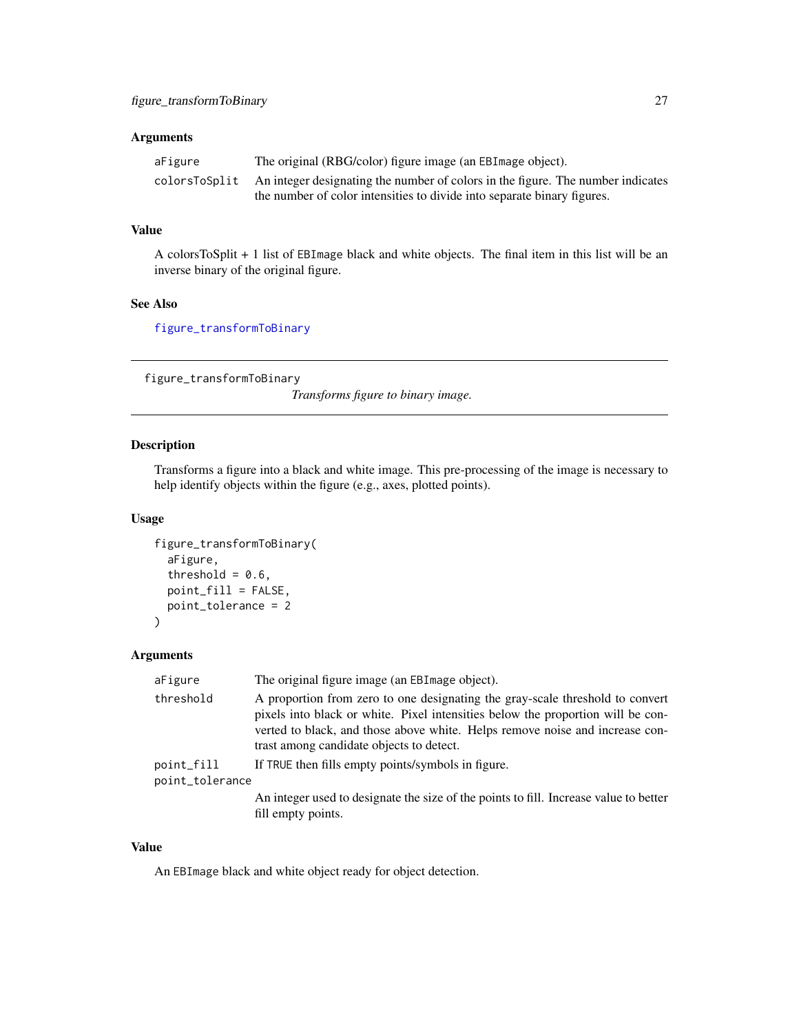### Arguments

| | |
|---|---|
| aFigure | The original (RBG/color) figure image (an EBImage object). |
| colorsToSplit | An integer designating the number of colors in the figure. The number indicates the number of color intensities to divide into separate binary figures. |

### Value

A colorsToSplit + 1 list of EBImage black and white objects. The final item in this list will be an inverse binary of the original figure.

### See Also

figure_transformToBinary

---

## figure_transformToBinary

*Transforms figure to binary image.*

---

### Description

Transforms a figure into a black and white image. This pre-processing of the image is necessary to help identify objects within the figure (e.g., axes, plotted points).

### Usage

```
figure_transformToBinary(
  aFigure,
  threshold = 0.6,
  point_fill = FALSE,
  point_tolerance = 2
)
```

### Arguments

| | |
|---|---|
| aFigure | The original figure image (an EBImage object). |
| threshold | A proportion from zero to one designating the gray-scale threshold to convert pixels into black or white. Pixel intensities below the proportion will be converted to black, and those above white. Helps remove noise and increase contrast among candidate objects to detect. |
| point_fill | If TRUE then fills empty points/symbols in figure. |
| point_tolerance | An integer used to designate the size of the points to fill. Increase value to better fill empty points. |

### Value

An EBImage black and white object ready for object detection.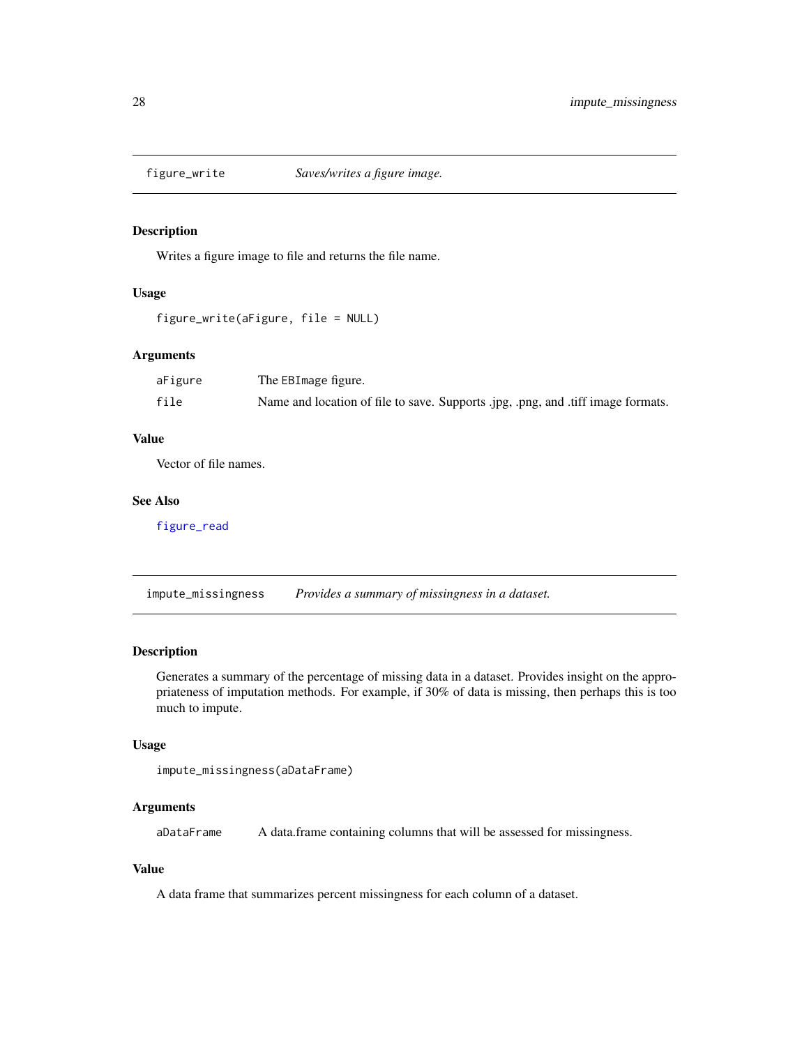## figure_write *Saves/writes a figure image.*

### Description

Writes a figure image to file and returns the file name.

### Usage

```
figure_write(aFigure, file = NULL)
```

### Arguments

| | |
|---|---|
| aFigure | The EBImage figure. |
| file | Name and location of file to save. Supports .jpg, .png, and .tiff image formats. |

### Value

Vector of file names.

### See Also

figure_read

## impute_missingness *Provides a summary of missingness in a dataset.*

### Description

Generates a summary of the percentage of missing data in a dataset. Provides insight on the appropriateness of imputation methods. For example, if 30% of data is missing, then perhaps this is too much to impute.

### Usage

```
impute_missingness(aDataFrame)
```

### Arguments

| | |
|---|---|
| aDataFrame | A data.frame containing columns that will be assessed for missingness. |

### Value

A data frame that summarizes percent missingness for each column of a dataset.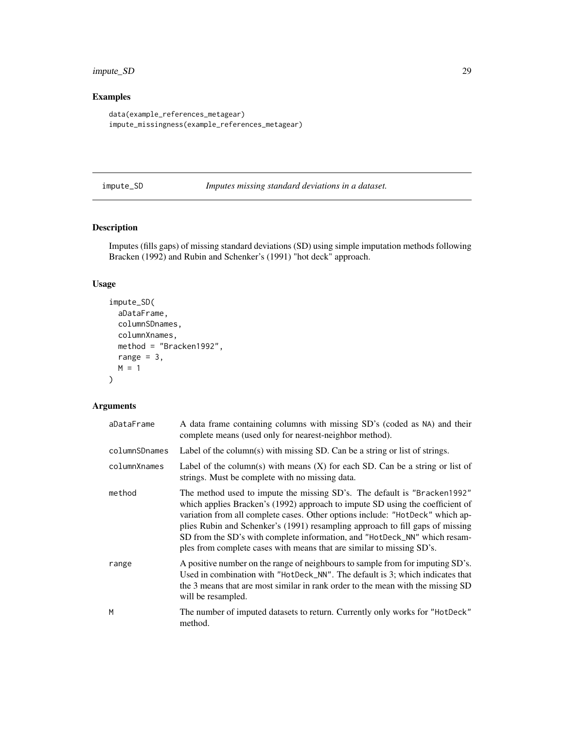## Examples

```
data(example_references_metagear)
impute_missingness(example_references_metagear)
```

---

# impute_SD    *Imputes missing standard deviations in a dataset.*

---

## Description

Imputes (fills gaps) of missing standard deviations (SD) using simple imputation methods following Bracken (1992) and Rubin and Schenker's (1991) "hot deck" approach.

## Usage

```
impute_SD(
  aDataFrame,
  columnSDnames,
  columnXnames,
  method = "Bracken1992",
  range = 3,
  M = 1
)
```

## Arguments

| | |
|---|---|
| aDataFrame | A data frame containing columns with missing SD's (coded as NA) and their complete means (used only for nearest-neighbor method). |
| columnSDnames | Label of the column(s) with missing SD. Can be a string or list of strings. |
| columnXnames | Label of the column(s) with means (X) for each SD. Can be a string or list of strings. Must be complete with no missing data. |
| method | The method used to impute the missing SD's. The default is "Bracken1992" which applies Bracken's (1992) approach to impute SD using the coefficient of variation from all complete cases. Other options include: "HotDeck" which applies Rubin and Schenker's (1991) resampling approach to fill gaps of missing SD from the SD's with complete information, and "HotDeck_NN" which resamples from complete cases with means that are similar to missing SD's. |
| range | A positive number on the range of neighbours to sample from for imputing SD's. Used in combination with "HotDeck_NN". The default is 3; which indicates that the 3 means that are most similar in rank order to the mean with the missing SD will be resampled. |
| M | The number of imputed datasets to return. Currently only works for "HotDeck" method. |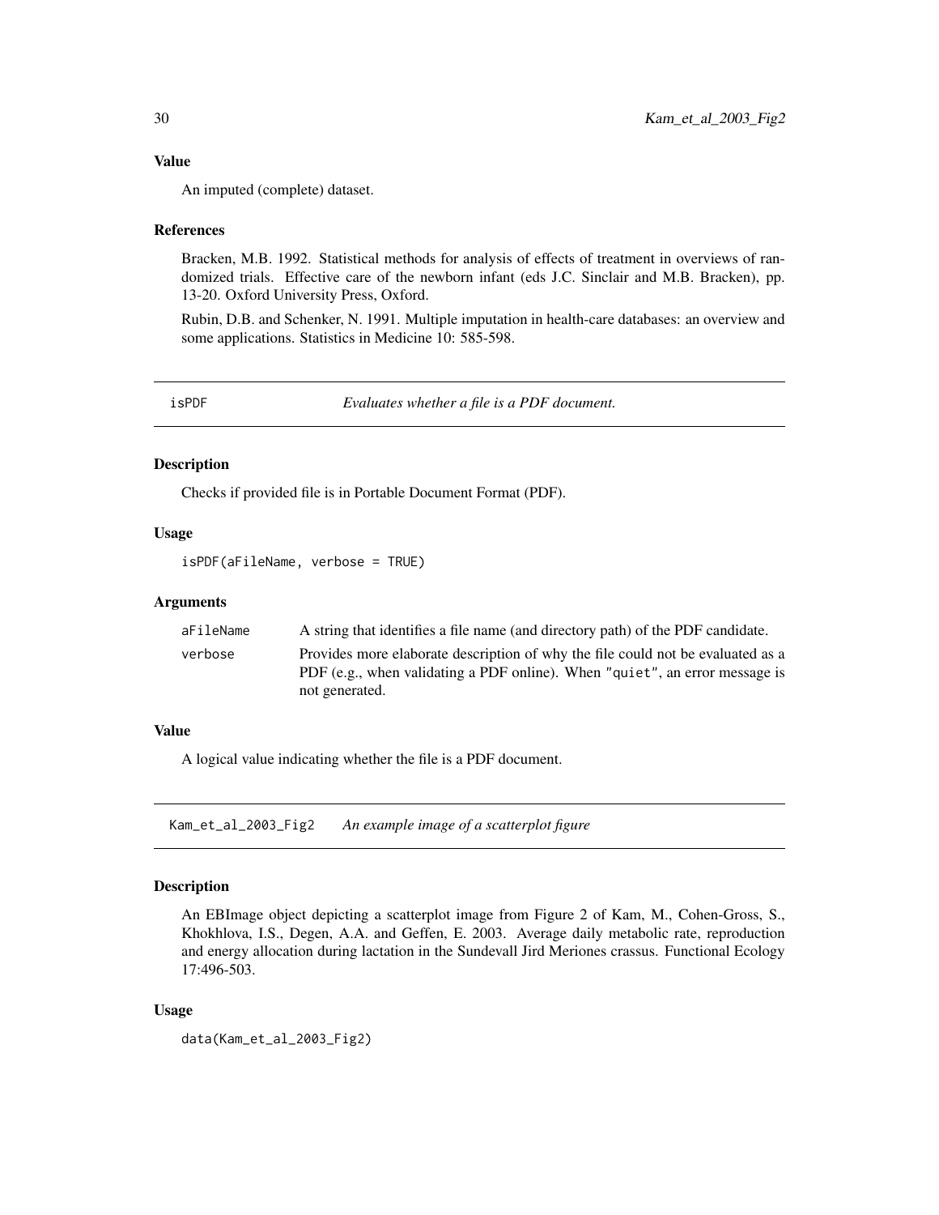### Value

An imputed (complete) dataset.

### References

Bracken, M.B. 1992. Statistical methods for analysis of effects of treatment in overviews of randomized trials. Effective care of the newborn infant (eds J.C. Sinclair and M.B. Bracken), pp. 13-20. Oxford University Press, Oxford.

Rubin, D.B. and Schenker, N. 1991. Multiple imputation in health-care databases: an overview and some applications. Statistics in Medicine 10: 585-598.

---

## isPDF *Evaluates whether a file is a PDF document.*

### Description

Checks if provided file is in Portable Document Format (PDF).

### Usage

```
isPDF(aFileName, verbose = TRUE)
```

### Arguments

| | |
|---|---|
| aFileName | A string that identifies a file name (and directory path) of the PDF candidate. |
| verbose | Provides more elaborate description of why the file could not be evaluated as a PDF (e.g., when validating a PDF online). When "quiet", an error message is not generated. |

### Value

A logical value indicating whether the file is a PDF document.

---

## Kam_et_al_2003_Fig2 *An example image of a scatterplot figure*

### Description

An EBImage object depicting a scatterplot image from Figure 2 of Kam, M., Cohen-Gross, S., Khokhlova, I.S., Degen, A.A. and Geffen, E. 2003. Average daily metabolic rate, reproduction and energy allocation during lactation in the Sundevall Jird Meriones crassus. Functional Ecology 17:496-503.

### Usage

```
data(Kam_et_al_2003_Fig2)
```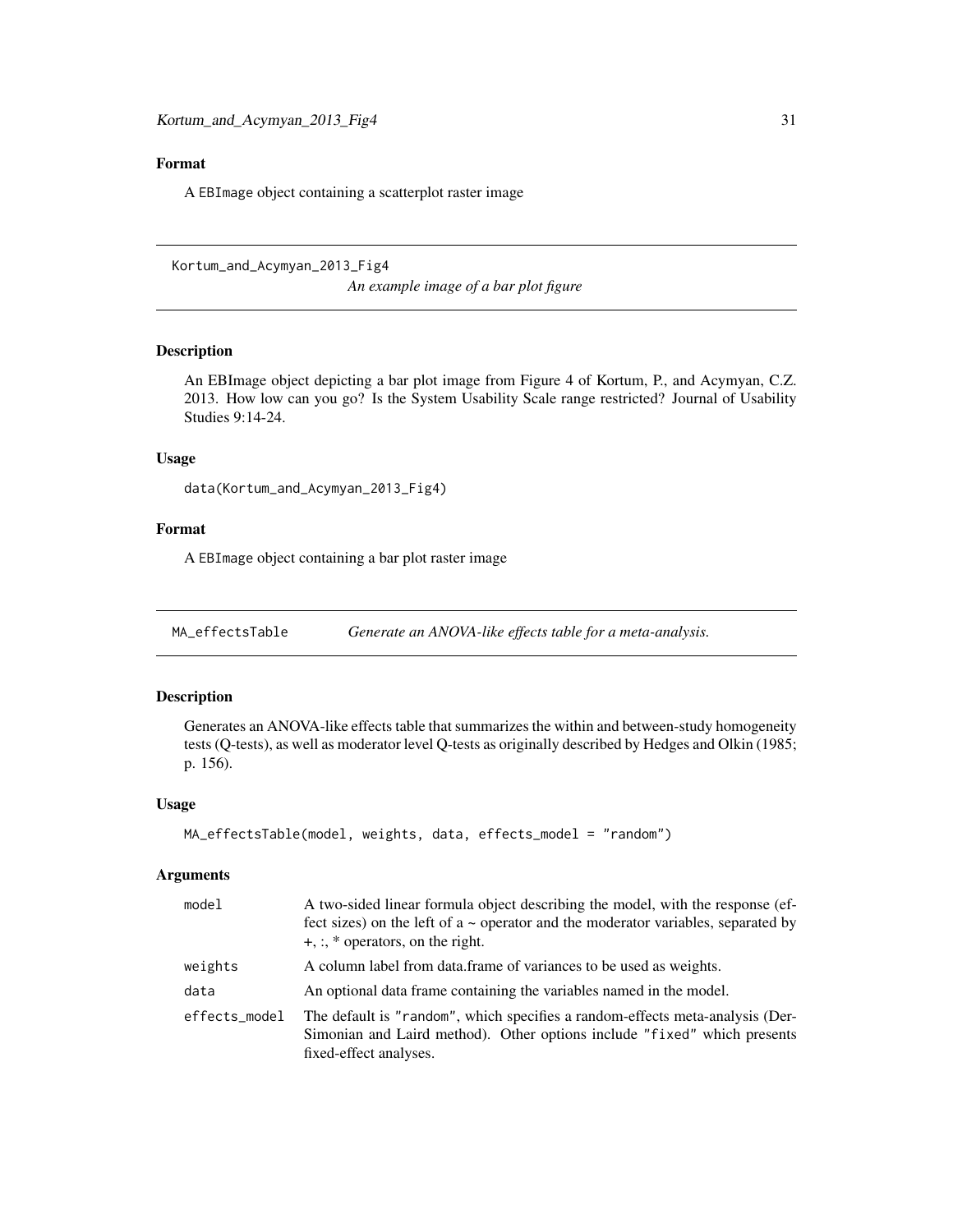## Format

A EBImage object containing a scatterplot raster image

---

Kortum_and_Acymyan_2013_Fig4 *An example image of a bar plot figure*

---

### Description

An EBImage object depicting a bar plot image from Figure 4 of Kortum, P., and Acymyan, C.Z. 2013. How low can you go? Is the System Usability Scale range restricted? Journal of Usability Studies 9:14-24.

### Usage

```
data(Kortum_and_Acymyan_2013_Fig4)
```

### Format

A EBImage object containing a bar plot raster image

---

MA_effectsTable *Generate an ANOVA-like effects table for a meta-analysis.*

---

### Description

Generates an ANOVA-like effects table that summarizes the within and between-study homogeneity tests (Q-tests), as well as moderator level Q-tests as originally described by Hedges and Olkin (1985; p. 156).

### Usage

```
MA_effectsTable(model, weights, data, effects_model = "random")
```

### Arguments

| | |
|---|---|
| model | A two-sided linear formula object describing the model, with the response (effect sizes) on the left of a ~ operator and the moderator variables, separated by +, :, * operators, on the right. |
| weights | A column label from data.frame of variances to be used as weights. |
| data | An optional data frame containing the variables named in the model. |
| effects_model | The default is "random", which specifies a random-effects meta-analysis (DerSimonian and Laird method). Other options include "fixed" which presents fixed-effect analyses. |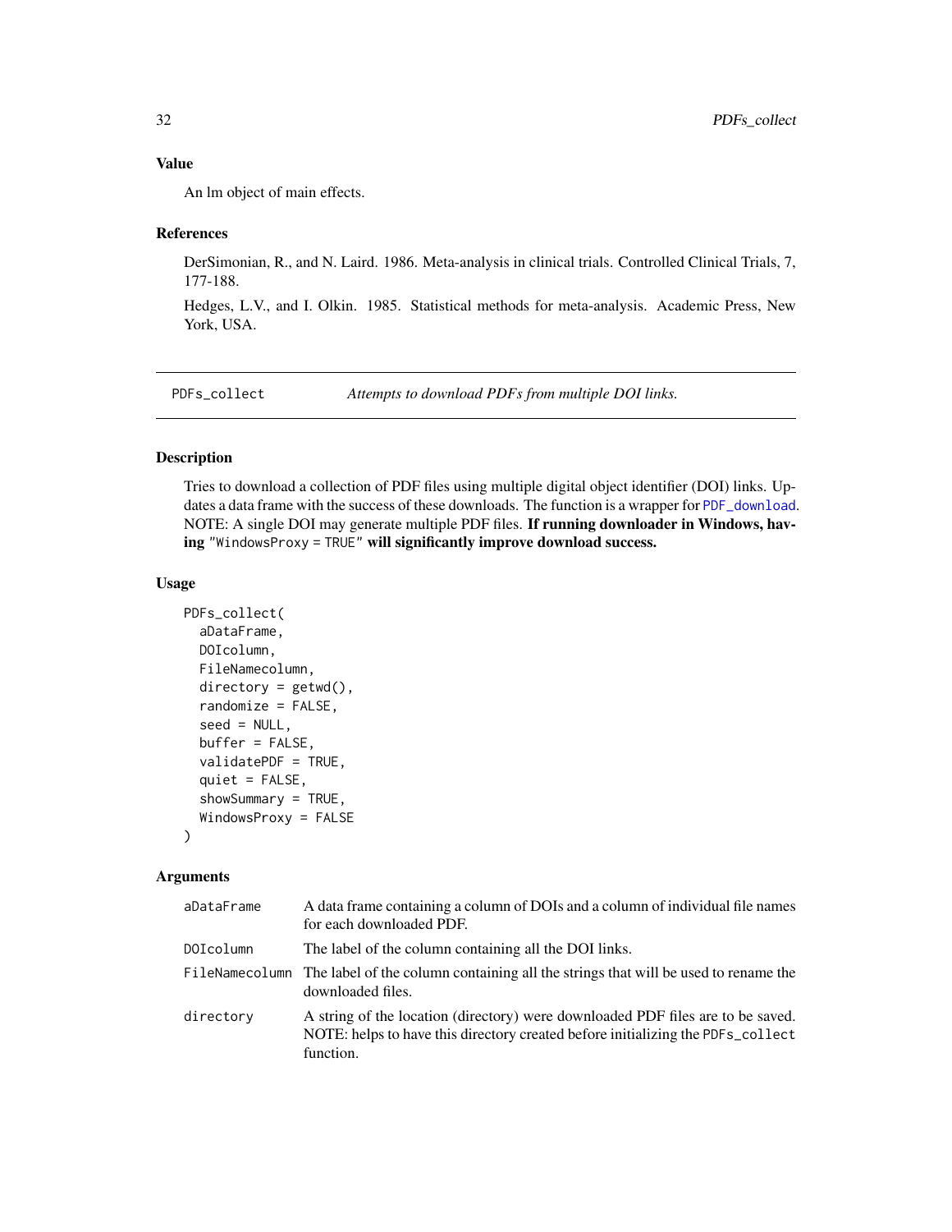### Value

An lm object of main effects.

### References

DerSimonian, R., and N. Laird. 1986. Meta-analysis in clinical trials. Controlled Clinical Trials, 7, 177-188.

Hedges, L.V., and I. Olkin. 1985. Statistical methods for meta-analysis. Academic Press, New York, USA.

---

## PDFs_collect — *Attempts to download PDFs from multiple DOI links.*

### Description

Tries to download a collection of PDF files using multiple digital object identifier (DOI) links. Updates a data frame with the success of these downloads. The function is a wrapper for `PDF_download`. NOTE: A single DOI may generate multiple PDF files. **If running downloader in Windows, having** `"WindowsProxy = TRUE"` **will significantly improve download success.**

### Usage

```
PDFs_collect(
  aDataFrame,
  DOIcolumn,
  FileNamecolumn,
  directory = getwd(),
  randomize = FALSE,
  seed = NULL,
  buffer = FALSE,
  validatePDF = TRUE,
  quiet = FALSE,
  showSummary = TRUE,
  WindowsProxy = FALSE
)
```

### Arguments

| | |
|---|---|
| `aDataFrame` | A data frame containing a column of DOIs and a column of individual file names for each downloaded PDF. |
| `DOIcolumn` | The label of the column containing all the DOI links. |
| `FileNamecolumn` | The label of the column containing all the strings that will be used to rename the downloaded files. |
| `directory` | A string of the location (directory) were downloaded PDF files are to be saved. NOTE: helps to have this directory created before initializing the `PDFs_collect` function. |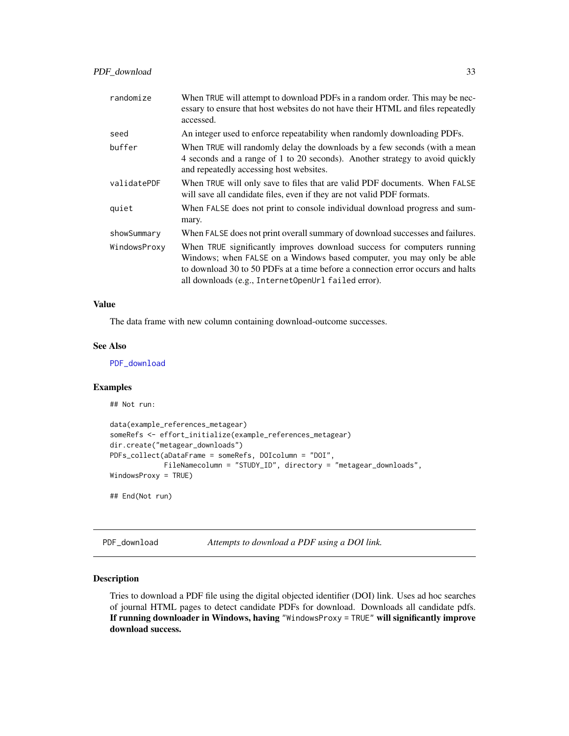| | |
|---|---|
| randomize | When TRUE will attempt to download PDFs in a random order. This may be necessary to ensure that host websites do not have their HTML and files repeatedly accessed. |
| seed | An integer used to enforce repeatability when randomly downloading PDFs. |
| buffer | When TRUE will randomly delay the downloads by a few seconds (with a mean 4 seconds and a range of 1 to 20 seconds). Another strategy to avoid quickly and repeatedly accessing host websites. |
| validatePDF | When TRUE will only save to files that are valid PDF documents. When FALSE will save all candidate files, even if they are not valid PDF formats. |
| quiet | When FALSE does not print to console individual download progress and summary. |
| showSummary | When FALSE does not print overall summary of download successes and failures. |
| WindowsProxy | When TRUE significantly improves download success for computers running Windows; when FALSE on a Windows based computer, you may only be able to download 30 to 50 PDFs at a time before a connection error occurs and halts all downloads (e.g., `InternetOpenUrl failed` error). |

### Value

The data frame with new column containing download-outcome successes.

### See Also

PDF_download

### Examples

```
## Not run:

data(example_references_metagear)
someRefs <- effort_initialize(example_references_metagear)
dir.create("metagear_downloads")
PDFs_collect(aDataFrame = someRefs, DOIcolumn = "DOI",
             FileNamecolumn = "STUDY_ID", directory = "metagear_downloads",
WindowsProxy = TRUE)

## End(Not run)
```

---

## PDF_download — *Attempts to download a PDF using a DOI link.*

### Description

Tries to download a PDF file using the digital objected identifier (DOI) link. Uses ad hoc searches of journal HTML pages to detect candidate PDFs for download. Downloads all candidate pdfs. **If running downloader in Windows, having "WindowsProxy = TRUE" will significantly improve download success.**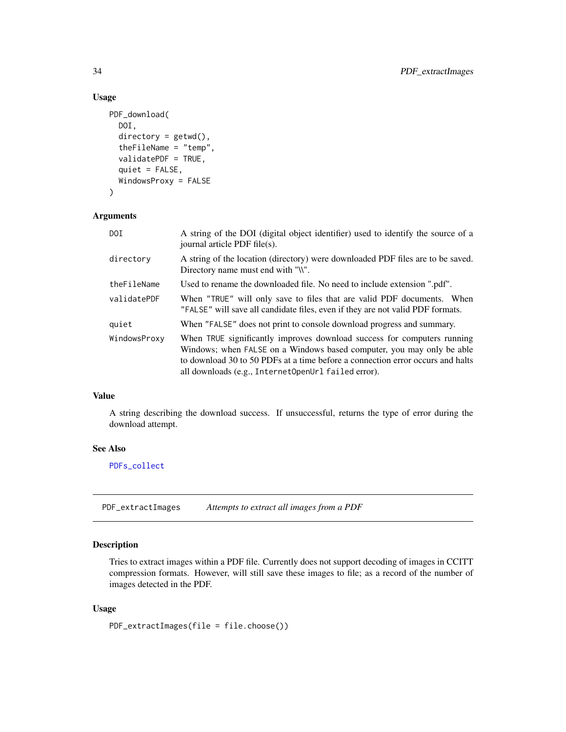### Usage

```
PDF_download(
  DOI,
  directory = getwd(),
  theFileName = "temp",
  validatePDF = TRUE,
  quiet = FALSE,
  WindowsProxy = FALSE
)
```

### Arguments

| | |
|---|---|
| DOI | A string of the DOI (digital object identifier) used to identify the source of a journal article PDF file(s). |
| directory | A string of the location (directory) were downloaded PDF files are to be saved. Directory name must end with "\\". |
| theFileName | Used to rename the downloaded file. No need to include extension ".pdf". |
| validatePDF | When "TRUE" will only save to files that are valid PDF documents. When "FALSE" will save all candidate files, even if they are not valid PDF formats. |
| quiet | When "FALSE" does not print to console download progress and summary. |
| WindowsProxy | When TRUE significantly improves download success for computers running Windows; when FALSE on a Windows based computer, you may only be able to download 30 to 50 PDFs at a time before a connection error occurs and halts all downloads (e.g., InternetOpenUrl failed error). |

### Value

A string describing the download success. If unsuccessful, returns the type of error during the download attempt.

### See Also

PDFs_collect

---

## PDF_extractImages *Attempts to extract all images from a PDF*

### Description

Tries to extract images within a PDF file. Currently does not support decoding of images in CCITT compression formats. However, will still save these images to file; as a record of the number of images detected in the PDF.

### Usage

```
PDF_extractImages(file = file.choose())
```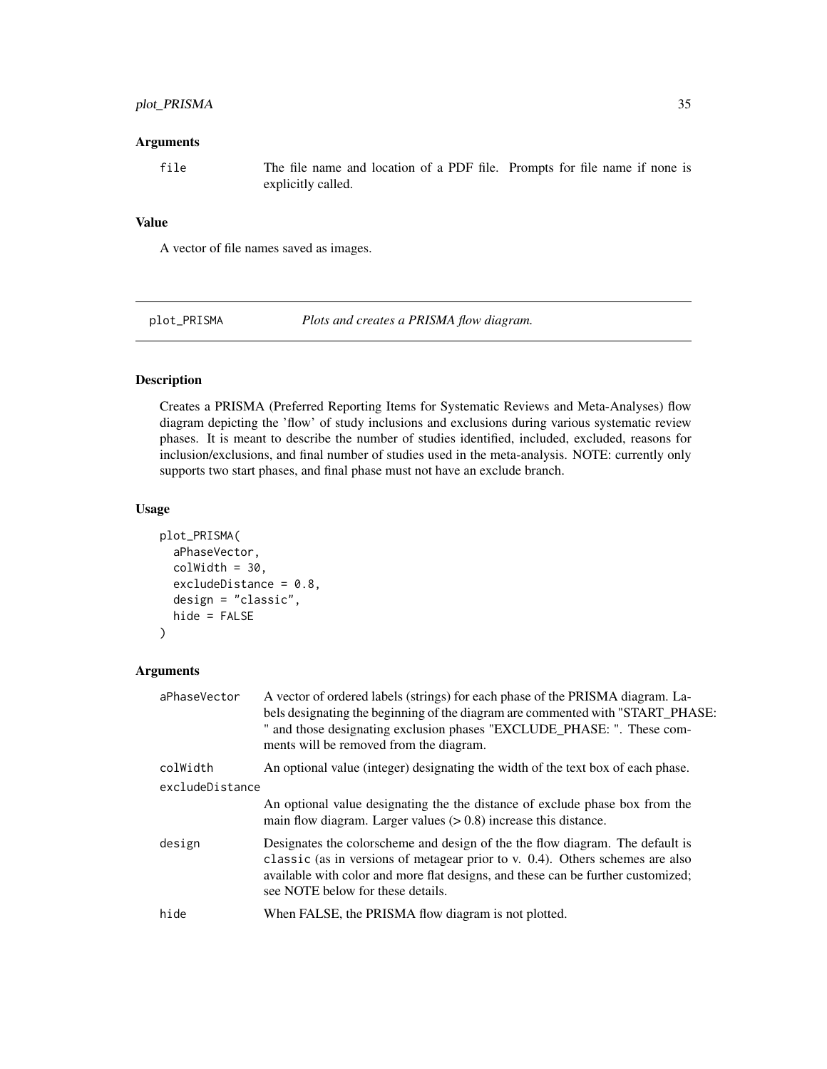### Arguments

`file` The file name and location of a PDF file. Prompts for file name if none is explicitly called.

### Value

A vector of file names saved as images.

---

## plot_PRISMA *Plots and creates a PRISMA flow diagram.*

---

### Description

Creates a PRISMA (Preferred Reporting Items for Systematic Reviews and Meta-Analyses) flow diagram depicting the 'flow' of study inclusions and exclusions during various systematic review phases. It is meant to describe the number of studies identified, included, excluded, reasons for inclusion/exclusions, and final number of studies used in the meta-analysis. NOTE: currently only supports two start phases, and final phase must not have an exclude branch.

### Usage

```
plot_PRISMA(
  aPhaseVector,
  colWidth = 30,
  excludeDistance = 0.8,
  design = "classic",
  hide = FALSE
)
```

### Arguments

| | |
|---|---|
| `aPhaseVector` | A vector of ordered labels (strings) for each phase of the PRISMA diagram. Labels designating the beginning of the diagram are commented with "START_PHASE: " and those designating exclusion phases "EXCLUDE_PHASE: ". These comments will be removed from the diagram. |
| `colWidth` | An optional value (integer) designating the width of the text box of each phase. |
| `excludeDistance` | An optional value designating the the distance of exclude phase box from the main flow diagram. Larger values (> 0.8) increase this distance. |
| `design` | Designates the colorscheme and design of the the flow diagram. The default is `classic` (as in versions of metagear prior to v. 0.4). Others schemes are also available with color and more flat designs, and these can be further customized; see NOTE below for these details. |
| `hide` | When FALSE, the PRISMA flow diagram is not plotted. |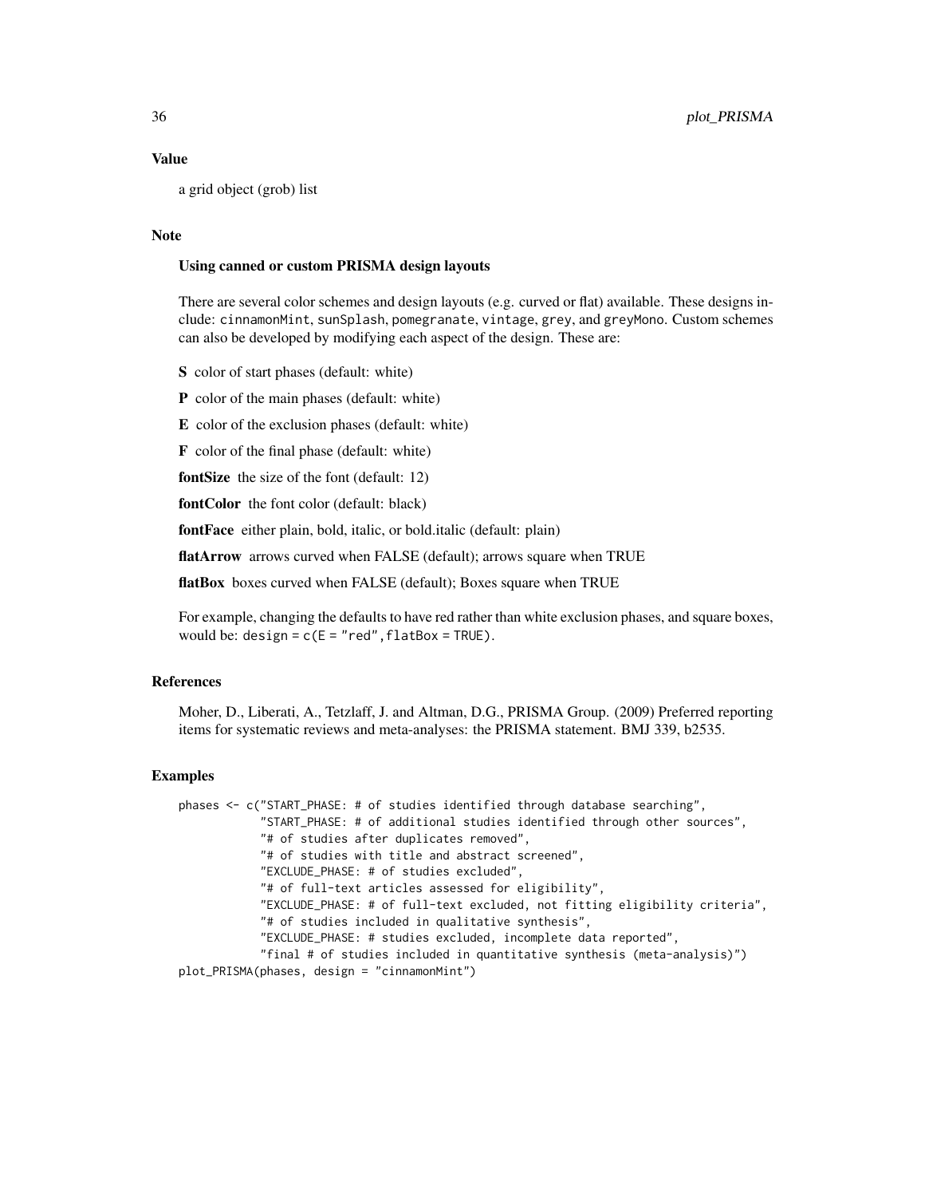## Value

a grid object (grob) list

## Note

### Using canned or custom PRISMA design layouts

There are several color schemes and design layouts (e.g. curved or flat) available. These designs include: `cinnamonMint`, `sunSplash`, `pomegranate`, `vintage`, `grey`, and `greyMono`. Custom schemes can also be developed by modifying each aspect of the design. These are:

**S** color of start phases (default: white)

**P** color of the main phases (default: white)

**E** color of the exclusion phases (default: white)

**F** color of the final phase (default: white)

**fontSize** the size of the font (default: 12)

**fontColor** the font color (default: black)

**fontFace** either plain, bold, italic, or bold.italic (default: plain)

**flatArrow** arrows curved when FALSE (default); arrows square when TRUE

**flatBox** boxes curved when FALSE (default); Boxes square when TRUE

For example, changing the defaults to have red rather than white exclusion phases, and square boxes, would be: `design = c(E = "red",flatBox = TRUE)`.

## References

Moher, D., Liberati, A., Tetzlaff, J. and Altman, D.G., PRISMA Group. (2009) Preferred reporting items for systematic reviews and meta-analyses: the PRISMA statement. BMJ 339, b2535.

## Examples

```
phases <- c("START_PHASE: # of studies identified through database searching",
            "START_PHASE: # of additional studies identified through other sources",
            "# of studies after duplicates removed",
            "# of studies with title and abstract screened",
            "EXCLUDE_PHASE: # of studies excluded",
            "# of full-text articles assessed for eligibility",
            "EXCLUDE_PHASE: # of full-text excluded, not fitting eligibility criteria",
            "# of studies included in qualitative synthesis",
            "EXCLUDE_PHASE: # studies excluded, incomplete data reported",
            "final # of studies included in quantitative synthesis (meta-analysis)")
plot_PRISMA(phases, design = "cinnamonMint")
```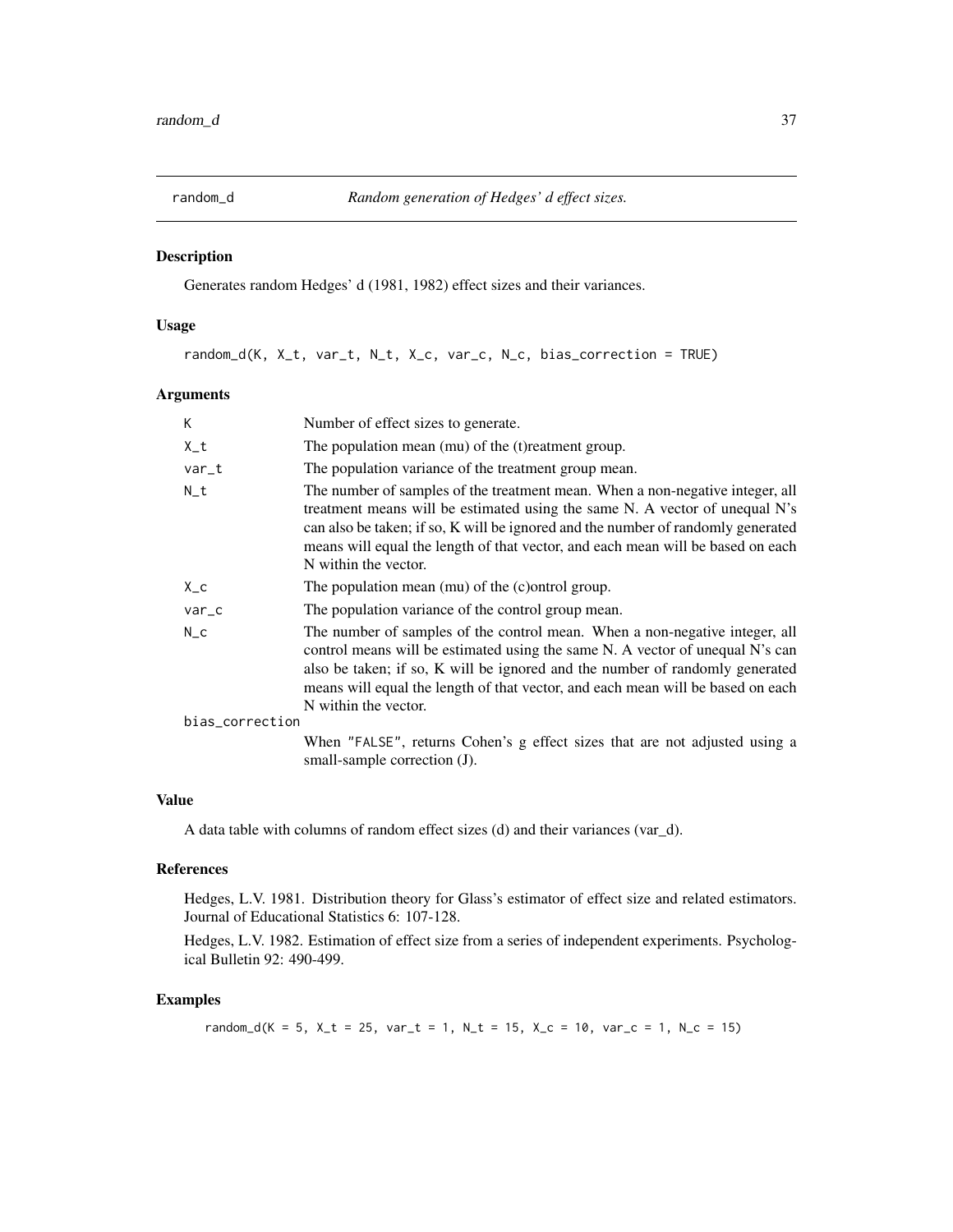## random_d — *Random generation of Hedges' d effect sizes.*

### Description

Generates random Hedges' d (1981, 1982) effect sizes and their variances.

### Usage

```
random_d(K, X_t, var_t, N_t, X_c, var_c, N_c, bias_correction = TRUE)
```

### Arguments

| | |
|---|---|
| K | Number of effect sizes to generate. |
| X_t | The population mean (mu) of the (t)reatment group. |
| var_t | The population variance of the treatment group mean. |
| N_t | The number of samples of the treatment mean. When a non-negative integer, all treatment means will be estimated using the same N. A vector of unequal N's can also be taken; if so, K will be ignored and the number of randomly generated means will equal the length of that vector, and each mean will be based on each N within the vector. |
| X_c | The population mean (mu) of the (c)ontrol group. |
| var_c | The population variance of the control group mean. |
| N_c | The number of samples of the control mean. When a non-negative integer, all control means will be estimated using the same N. A vector of unequal N's can also be taken; if so, K will be ignored and the number of randomly generated means will equal the length of that vector, and each mean will be based on each N within the vector. |
| bias_correction | When "FALSE", returns Cohen's g effect sizes that are not adjusted using a small-sample correction (J). |

### Value

A data table with columns of random effect sizes (d) and their variances (var_d).

### References

Hedges, L.V. 1981. Distribution theory for Glass's estimator of effect size and related estimators. Journal of Educational Statistics 6: 107-128.

Hedges, L.V. 1982. Estimation of effect size from a series of independent experiments. Psychological Bulletin 92: 490-499.

### Examples

```
random_d(K = 5, X_t = 25, var_t = 1, N_t = 15, X_c = 10, var_c = 1, N_c = 15)
```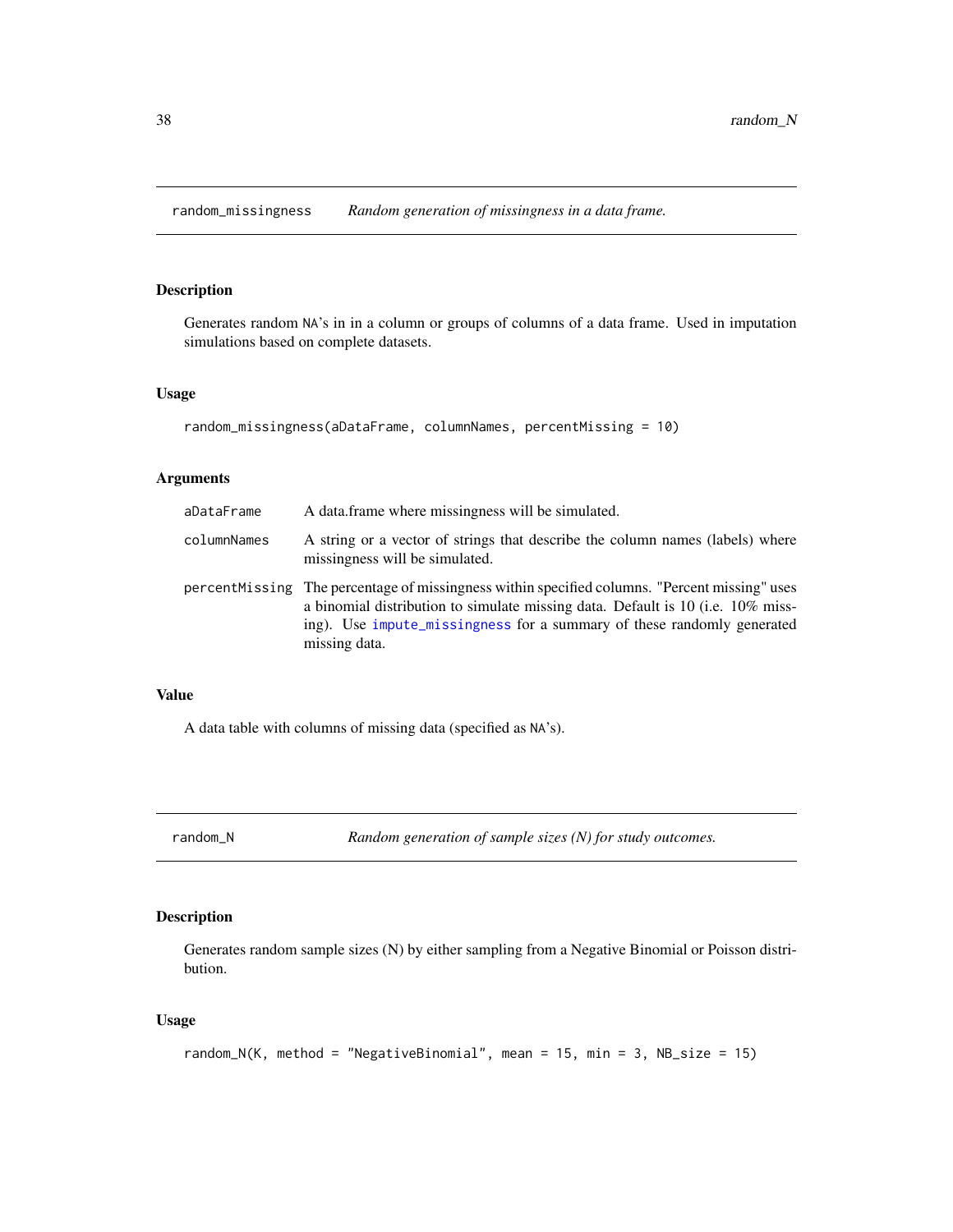## random_missingness *Random generation of missingness in a data frame.*

### Description

Generates random NA's in in a column or groups of columns of a data frame. Used in imputation simulations based on complete datasets.

### Usage

```
random_missingness(aDataFrame, columnNames, percentMissing = 10)
```

### Arguments

| | |
|---|---|
| aDataFrame | A data.frame where missingness will be simulated. |
| columnNames | A string or a vector of strings that describe the column names (labels) where missingness will be simulated. |
| percentMissing | The percentage of missingness within specified columns. "Percent missing" uses a binomial distribution to simulate missing data. Default is 10 (i.e. 10% missing). Use impute_missingness for a summary of these randomly generated missing data. |

### Value

A data table with columns of missing data (specified as NA's).

## random_N *Random generation of sample sizes (N) for study outcomes.*

### Description

Generates random sample sizes (N) by either sampling from a Negative Binomial or Poisson distribution.

### Usage

```
random_N(K, method = "NegativeBinomial", mean = 15, min = 3, NB_size = 15)
```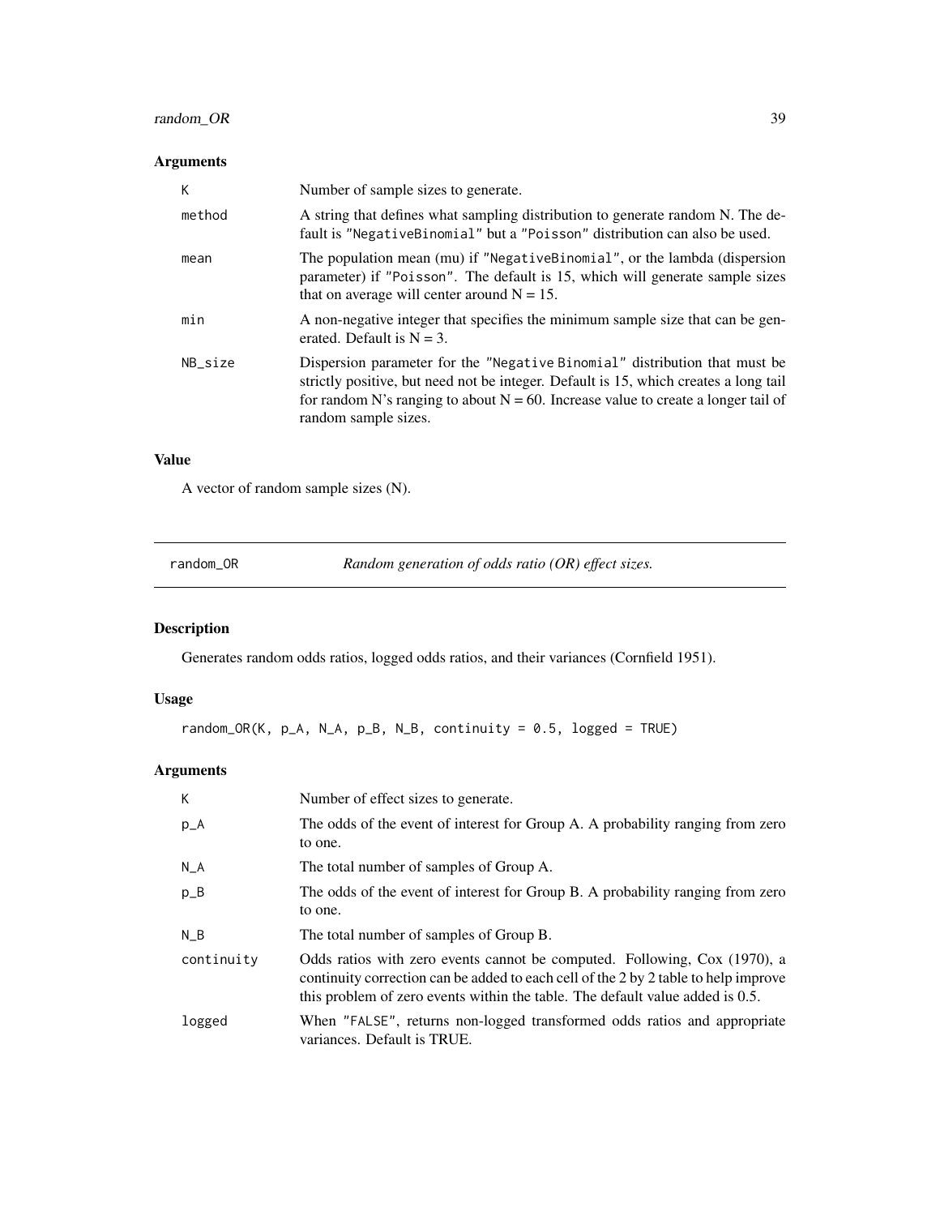## Arguments

| | |
|---|---|
| K | Number of sample sizes to generate. |
| method | A string that defines what sampling distribution to generate random N. The default is "NegativeBinomial" but a "Poisson" distribution can also be used. |
| mean | The population mean (mu) if "NegativeBinomial", or the lambda (dispersion parameter) if "Poisson". The default is 15, which will generate sample sizes that on average will center around N = 15. |
| min | A non-negative integer that specifies the minimum sample size that can be generated. Default is N = 3. |
| NB_size | Dispersion parameter for the "Negative Binomial" distribution that must be strictly positive, but need not be integer. Default is 15, which creates a long tail for random N's ranging to about N = 60. Increase value to create a longer tail of random sample sizes. |

## Value

A vector of random sample sizes (N).

---

# random_OR — *Random generation of odds ratio (OR) effect sizes.*

## Description

Generates random odds ratios, logged odds ratios, and their variances (Cornfield 1951).

## Usage

```
random_OR(K, p_A, N_A, p_B, N_B, continuity = 0.5, logged = TRUE)
```

## Arguments

| | |
|---|---|
| K | Number of effect sizes to generate. |
| p_A | The odds of the event of interest for Group A. A probability ranging from zero to one. |
| N_A | The total number of samples of Group A. |
| p_B | The odds of the event of interest for Group B. A probability ranging from zero to one. |
| N_B | The total number of samples of Group B. |
| continuity | Odds ratios with zero events cannot be computed. Following, Cox (1970), a continuity correction can be added to each cell of the 2 by 2 table to help improve this problem of zero events within the table. The default value added is 0.5. |
| logged | When "FALSE", returns non-logged transformed odds ratios and appropriate variances. Default is TRUE. |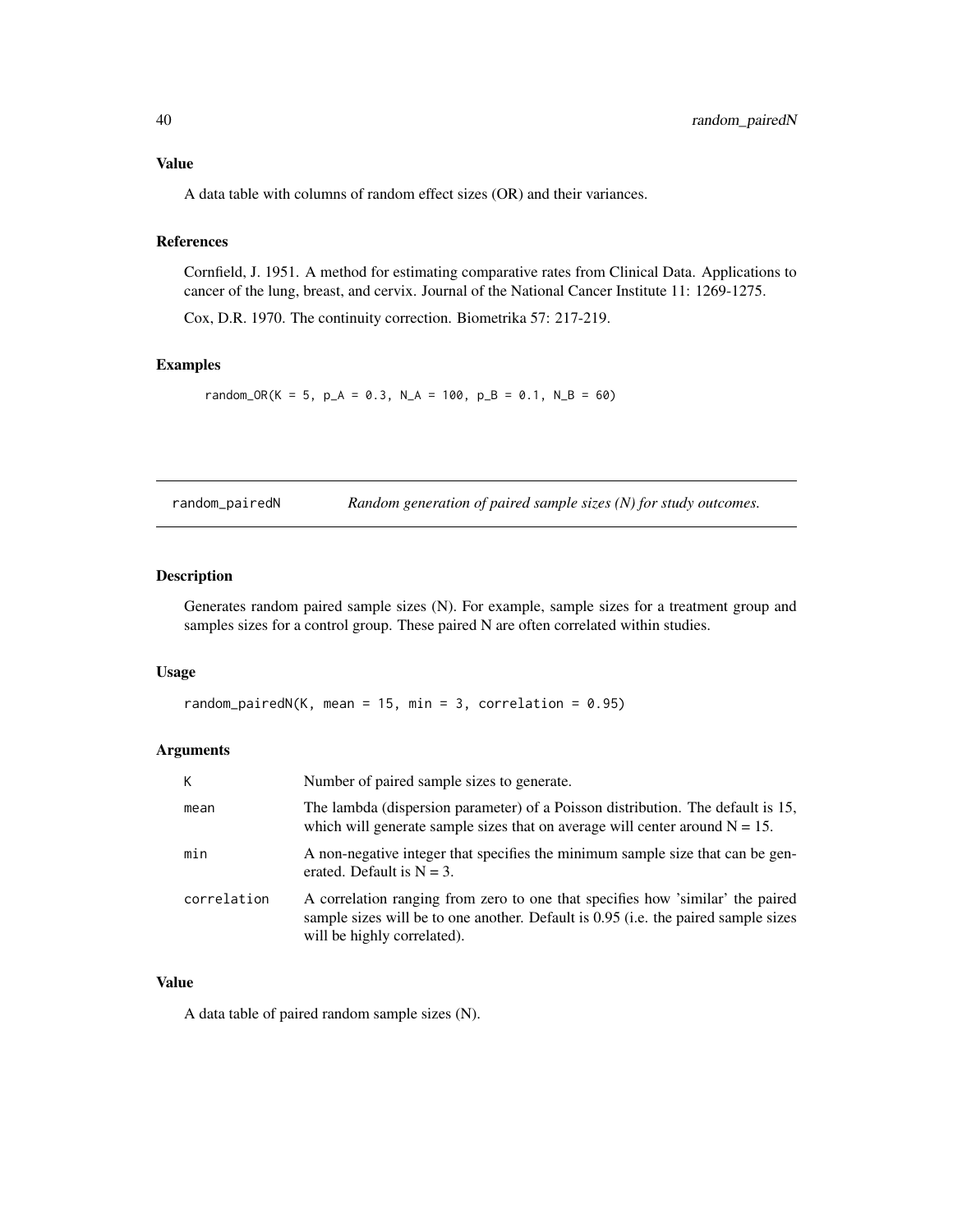### Value

A data table with columns of random effect sizes (OR) and their variances.

### References

Cornfield, J. 1951. A method for estimating comparative rates from Clinical Data. Applications to cancer of the lung, breast, and cervix. Journal of the National Cancer Institute 11: 1269-1275.

Cox, D.R. 1970. The continuity correction. Biometrika 57: 217-219.

### Examples

```
random_OR(K = 5, p_A = 0.3, N_A = 100, p_B = 0.1, N_B = 60)
```

---

## random_pairedN — *Random generation of paired sample sizes (N) for study outcomes.*

---

### Description

Generates random paired sample sizes (N). For example, sample sizes for a treatment group and samples sizes for a control group. These paired N are often correlated within studies.

### Usage

```
random_pairedN(K, mean = 15, min = 3, correlation = 0.95)
```

### Arguments

| | |
|---|---|
| K | Number of paired sample sizes to generate. |
| mean | The lambda (dispersion parameter) of a Poisson distribution. The default is 15, which will generate sample sizes that on average will center around N = 15. |
| min | A non-negative integer that specifies the minimum sample size that can be generated. Default is N = 3. |
| correlation | A correlation ranging from zero to one that specifies how 'similar' the paired sample sizes will be to one another. Default is 0.95 (i.e. the paired sample sizes will be highly correlated). |

### Value

A data table of paired random sample sizes (N).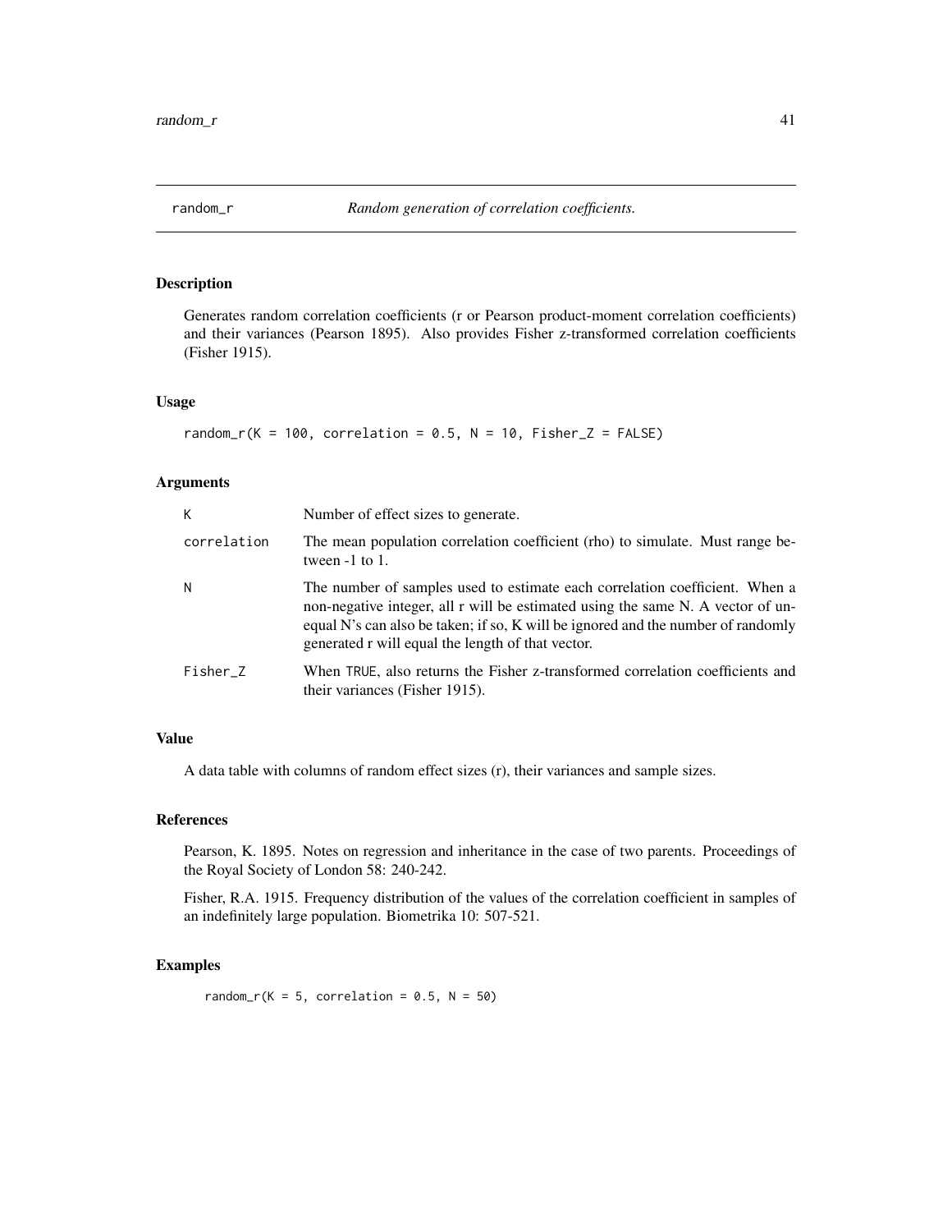# random_r — *Random generation of correlation coefficients.*

## Description

Generates random correlation coefficients (r or Pearson product-moment correlation coefficients) and their variances (Pearson 1895). Also provides Fisher z-transformed correlation coefficients (Fisher 1915).

## Usage

```
random_r(K = 100, correlation = 0.5, N = 10, Fisher_Z = FALSE)
```

## Arguments

| | |
|---|---|
| K | Number of effect sizes to generate. |
| correlation | The mean population correlation coefficient (rho) to simulate. Must range between -1 to 1. |
| N | The number of samples used to estimate each correlation coefficient. When a non-negative integer, all r will be estimated using the same N. A vector of unequal N's can also be taken; if so, K will be ignored and the number of randomly generated r will equal the length of that vector. |
| Fisher_Z | When TRUE, also returns the Fisher z-transformed correlation coefficients and their variances (Fisher 1915). |

## Value

A data table with columns of random effect sizes (r), their variances and sample sizes.

## References

Pearson, K. 1895. Notes on regression and inheritance in the case of two parents. Proceedings of the Royal Society of London 58: 240-242.

Fisher, R.A. 1915. Frequency distribution of the values of the correlation coefficient in samples of an indefinitely large population. Biometrika 10: 507-521.

## Examples

```
random_r(K = 5, correlation = 0.5, N = 50)
```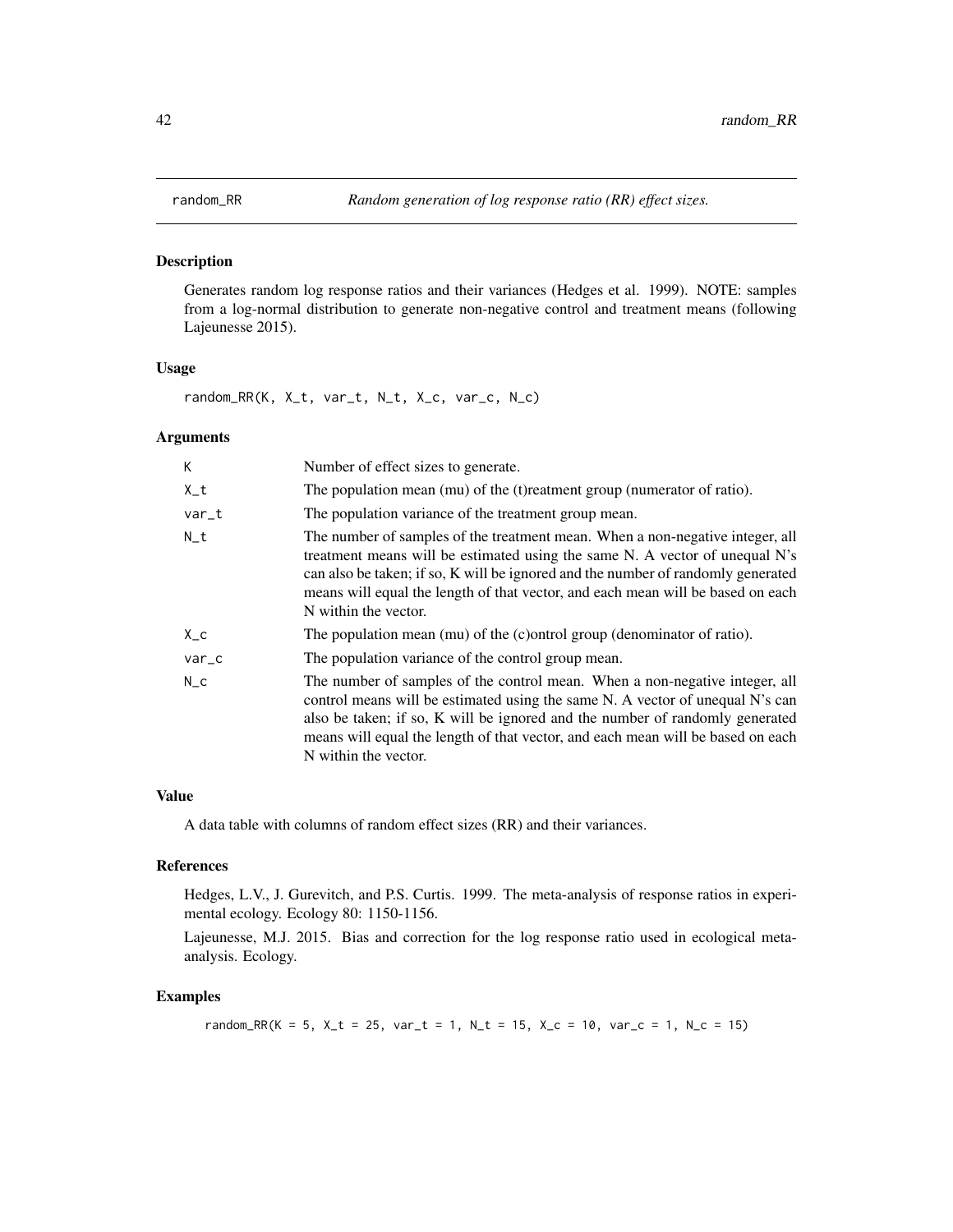# random_RR — *Random generation of log response ratio (RR) effect sizes.*

## Description

Generates random log response ratios and their variances (Hedges et al. 1999). NOTE: samples from a log-normal distribution to generate non-negative control and treatment means (following Lajeunesse 2015).

## Usage

```
random_RR(K, X_t, var_t, N_t, X_c, var_c, N_c)
```

## Arguments

| Argument | Description |
|---|---|
| K | Number of effect sizes to generate. |
| X_t | The population mean (mu) of the (t)reatment group (numerator of ratio). |
| var_t | The population variance of the treatment group mean. |
| N_t | The number of samples of the treatment mean. When a non-negative integer, all treatment means will be estimated using the same N. A vector of unequal N's can also be taken; if so, K will be ignored and the number of randomly generated means will equal the length of that vector, and each mean will be based on each N within the vector. |
| X_c | The population mean (mu) of the (c)ontrol group (denominator of ratio). |
| var_c | The population variance of the control group mean. |
| N_c | The number of samples of the control mean. When a non-negative integer, all control means will be estimated using the same N. A vector of unequal N's can also be taken; if so, K will be ignored and the number of randomly generated means will equal the length of that vector, and each mean will be based on each N within the vector. |

## Value

A data table with columns of random effect sizes (RR) and their variances.

## References

Hedges, L.V., J. Gurevitch, and P.S. Curtis. 1999. The meta-analysis of response ratios in experimental ecology. Ecology 80: 1150-1156.

Lajeunesse, M.J. 2015. Bias and correction for the log response ratio used in ecological meta-analysis. Ecology.

## Examples

```
random_RR(K = 5, X_t = 25, var_t = 1, N_t = 15, X_c = 10, var_c = 1, N_c = 15)
```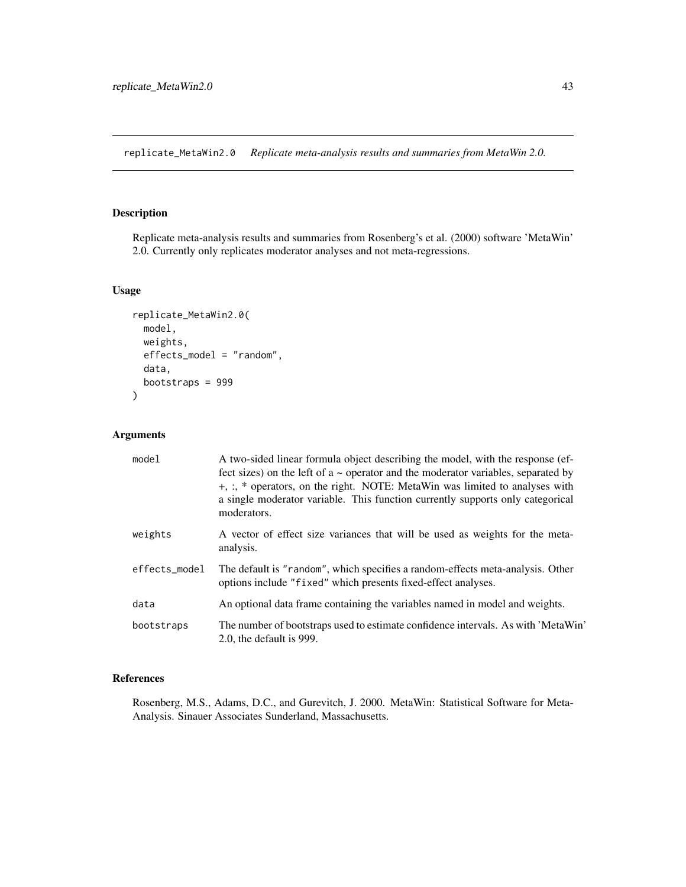replicate_MetaWin2.0 *Replicate meta-analysis results and summaries from MetaWin 2.0.*

## Description

Replicate meta-analysis results and summaries from Rosenberg's et al. (2000) software 'MetaWin' 2.0. Currently only replicates moderator analyses and not meta-regressions.

## Usage

```
replicate_MetaWin2.0(
  model,
  weights,
  effects_model = "random",
  data,
  bootstraps = 999
)
```

## Arguments

| | |
|---|---|
| model | A two-sided linear formula object describing the model, with the response (effect sizes) on the left of a ~ operator and the moderator variables, separated by +, :, * operators, on the right. NOTE: MetaWin was limited to analyses with a single moderator variable. This function currently supports only categorical moderators. |
| weights | A vector of effect size variances that will be used as weights for the meta-analysis. |
| effects_model | The default is "random", which specifies a random-effects meta-analysis. Other options include "fixed" which presents fixed-effect analyses. |
| data | An optional data frame containing the variables named in model and weights. |
| bootstraps | The number of bootstraps used to estimate confidence intervals. As with 'MetaWin' 2.0, the default is 999. |

## References

Rosenberg, M.S., Adams, D.C., and Gurevitch, J. 2000. MetaWin: Statistical Software for Meta-Analysis. Sinauer Associates Sunderland, Massachusetts.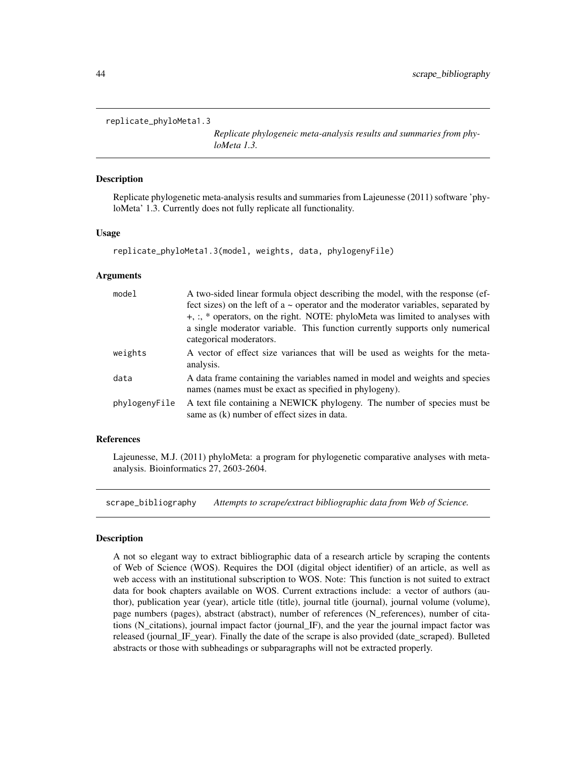## replicate_phyloMeta1.3

*Replicate phylogeneic meta-analysis results and summaries from phyloMeta 1.3.*

### Description

Replicate phylogenetic meta-analysis results and summaries from Lajeunesse (2011) software 'phyloMeta' 1.3. Currently does not fully replicate all functionality.

### Usage

```
replicate_phyloMeta1.3(model, weights, data, phylogenyFile)
```

### Arguments

| | |
|---|---|
| `model` | A two-sided linear formula object describing the model, with the response (effect sizes) on the left of a ~ operator and the moderator variables, separated by +, :, * operators, on the right. NOTE: phyloMeta was limited to analyses with a single moderator variable. This function currently supports only numerical categorical moderators. |
| `weights` | A vector of effect size variances that will be used as weights for the meta-analysis. |
| `data` | A data frame containing the variables named in model and weights and species names (names must be exact as specified in phylogeny). |
| `phylogenyFile` | A text file containing a NEWICK phylogeny. The number of species must be same as (k) number of effect sizes in data. |

### References

Lajeunesse, M.J. (2011) phyloMeta: a program for phylogenetic comparative analyses with meta-analysis. Bioinformatics 27, 2603-2604.

## scrape_bibliography

*Attempts to scrape/extract bibliographic data from Web of Science.*

### Description

A not so elegant way to extract bibliographic data of a research article by scraping the contents of Web of Science (WOS). Requires the DOI (digital object identifier) of an article, as well as web access with an institutional subscription to WOS. Note: This function is not suited to extract data for book chapters available on WOS. Current extractions include: a vector of authors (author), publication year (year), article title (title), journal title (journal), journal volume (volume), page numbers (pages), abstract (abstract), number of references (N_references), number of citations (N_citations), journal impact factor (journal_IF), and the year the journal impact factor was released (journal_IF_year). Finally the date of the scrape is also provided (date_scraped). Bulleted abstracts or those with subheadings or subparagraphs will not be extracted properly.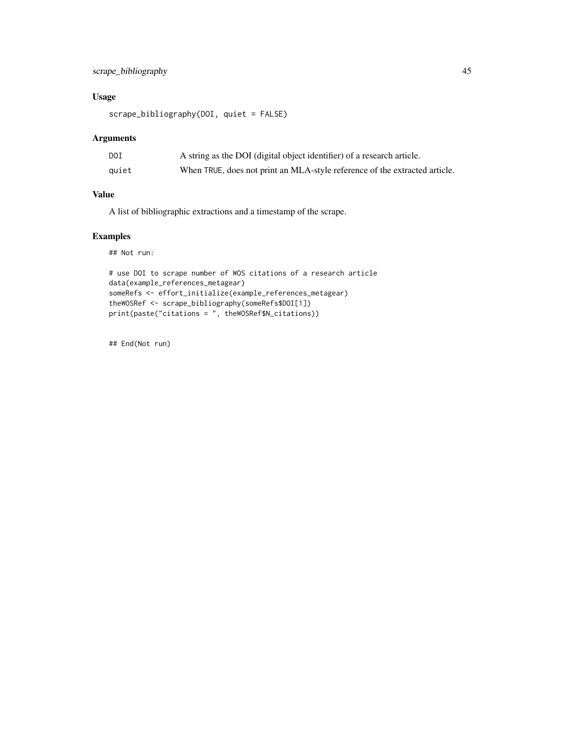## Usage

```
scrape_bibliography(DOI, quiet = FALSE)
```

## Arguments

| | |
|---|---|
| DOI | A string as the DOI (digital object identifier) of a research article. |
| quiet | When TRUE, does not print an MLA-style reference of the extracted article. |

## Value

A list of bibliographic extractions and a timestamp of the scrape.

## Examples

```
## Not run:

# use DOI to scrape number of WOS citations of a research article
data(example_references_metagear)
someRefs <- effort_initialize(example_references_metagear)
theWOSRef <- scrape_bibliography(someRefs$DOI[1])
print(paste("citations = ", theWOSRef$N_citations))


## End(Not run)
```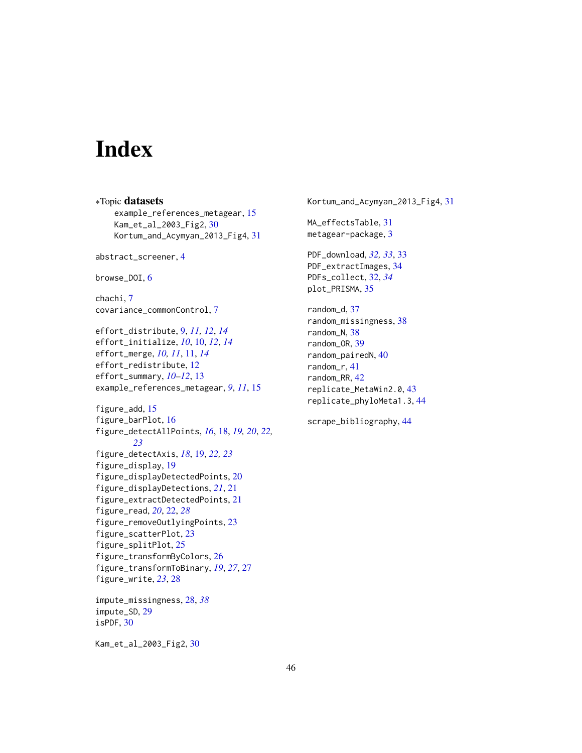# Index

*Topic **datasets**
  example_references_metagear, 15
  Kam_et_al_2003_Fig2, 30
  Kortum_and_Acymyan_2013_Fig4, 31

abstract_screener, 4

browse_DOI, 6

chachi, 7
covariance_commonControl, 7

effort_distribute, 9, *11, 12*, *14*
effort_initialize, *10*, 10, *12*, *14*
effort_merge, *10, 11*, 11, *14*
effort_redistribute, 12
effort_summary, *10–12*, 13
example_references_metagear, *9*, *11*, 15

figure_add, 15
figure_barPlot, 16
figure_detectAllPoints, *16*, 18, *19, 20*, *22, 23*
figure_detectAxis, *18*, 19, *22, 23*
figure_display, 19
figure_displayDetectedPoints, 20
figure_displayDetections, *21*, 21
figure_extractDetectedPoints, 21
figure_read, *20*, 22, *28*
figure_removeOutlyingPoints, 23
figure_scatterPlot, 23
figure_splitPlot, 25
figure_transformByColors, 26
figure_transformToBinary, *19*, *27*, 27
figure_write, *23*, 28

impute_missingness, 28, *38*
impute_SD, 29
isPDF, 30

Kam_et_al_2003_Fig2, 30
Kortum_and_Acymyan_2013_Fig4, 31

MA_effectsTable, 31
metagear-package, 3

PDF_download, *32, 33*, 33
PDF_extractImages, 34
PDFs_collect, 32, *34*
plot_PRISMA, 35

random_d, 37
random_missingness, 38
random_N, 38
random_OR, 39
random_pairedN, 40
random_r, 41
random_RR, 42
replicate_MetaWin2.0, 43
replicate_phyloMeta1.3, 44

scrape_bibliography, 44